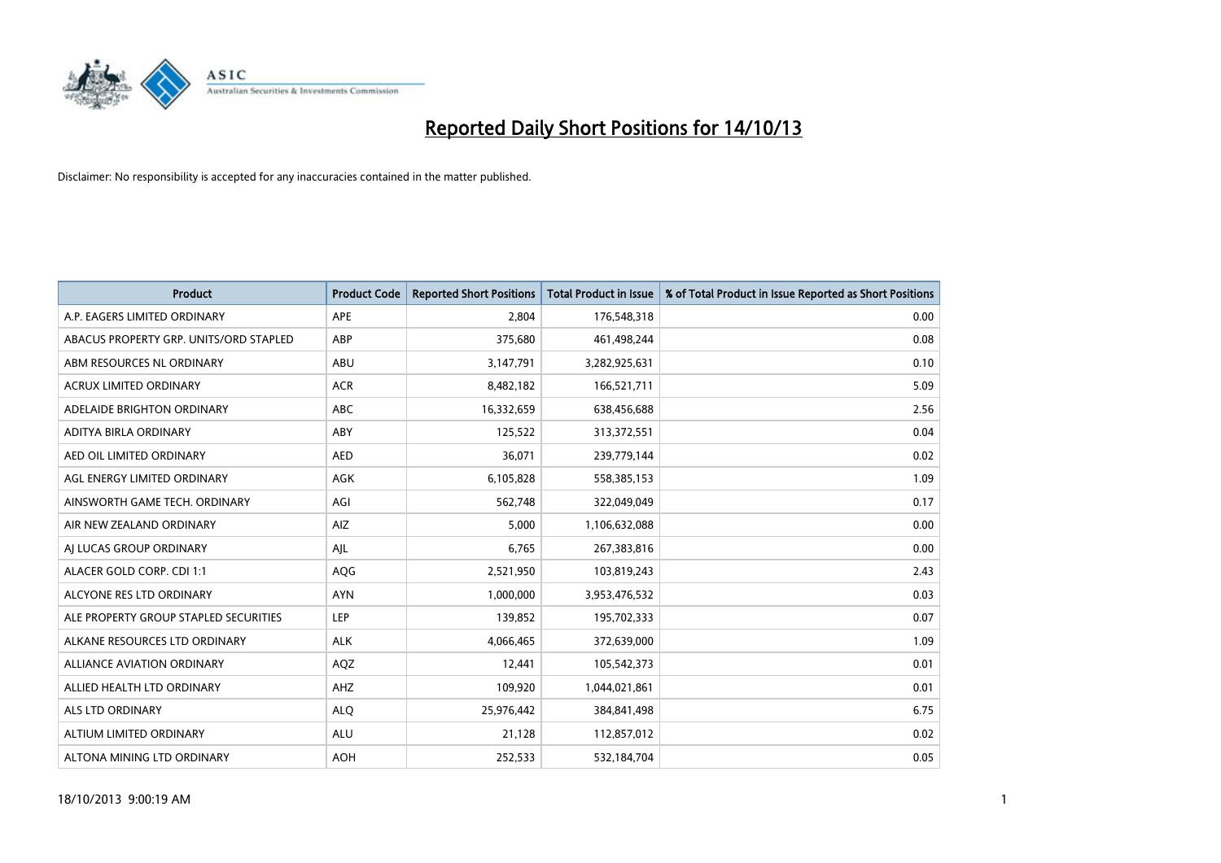# Reported Daily Short Positions for 14/10/13

Disclaimer: No responsibility is accepted for any inaccuracies contained in the matter published.

| Product | Product Code | Reported Short Positions | Total Product in Issue | % of Total Product in Issue Reported as Short Positions |
|---|---|---|---|---|
| A.P. EAGERS LIMITED ORDINARY | APE | 2,804 | 176,548,318 | 0.00 |
| ABACUS PROPERTY GRP. UNITS/ORD STAPLED | ABP | 375,680 | 461,498,244 | 0.08 |
| ABM RESOURCES NL ORDINARY | ABU | 3,147,791 | 3,282,925,631 | 0.10 |
| ACRUX LIMITED ORDINARY | ACR | 8,482,182 | 166,521,711 | 5.09 |
| ADELAIDE BRIGHTON ORDINARY | ABC | 16,332,659 | 638,456,688 | 2.56 |
| ADITYA BIRLA ORDINARY | ABY | 125,522 | 313,372,551 | 0.04 |
| AED OIL LIMITED ORDINARY | AED | 36,071 | 239,779,144 | 0.02 |
| AGL ENERGY LIMITED ORDINARY | AGK | 6,105,828 | 558,385,153 | 1.09 |
| AINSWORTH GAME TECH. ORDINARY | AGI | 562,748 | 322,049,049 | 0.17 |
| AIR NEW ZEALAND ORDINARY | AIZ | 5,000 | 1,106,632,088 | 0.00 |
| AJ LUCAS GROUP ORDINARY | AJL | 6,765 | 267,383,816 | 0.00 |
| ALACER GOLD CORP. CDI 1:1 | AQG | 2,521,950 | 103,819,243 | 2.43 |
| ALCYONE RES LTD ORDINARY | AYN | 1,000,000 | 3,953,476,532 | 0.03 |
| ALE PROPERTY GROUP STAPLED SECURITIES | LEP | 139,852 | 195,702,333 | 0.07 |
| ALKANE RESOURCES LTD ORDINARY | ALK | 4,066,465 | 372,639,000 | 1.09 |
| ALLIANCE AVIATION ORDINARY | AQZ | 12,441 | 105,542,373 | 0.01 |
| ALLIED HEALTH LTD ORDINARY | AHZ | 109,920 | 1,044,021,861 | 0.01 |
| ALS LTD ORDINARY | ALQ | 25,976,442 | 384,841,498 | 6.75 |
| ALTIUM LIMITED ORDINARY | ALU | 21,128 | 112,857,012 | 0.02 |
| ALTONA MINING LTD ORDINARY | AOH | 252,533 | 532,184,704 | 0.05 |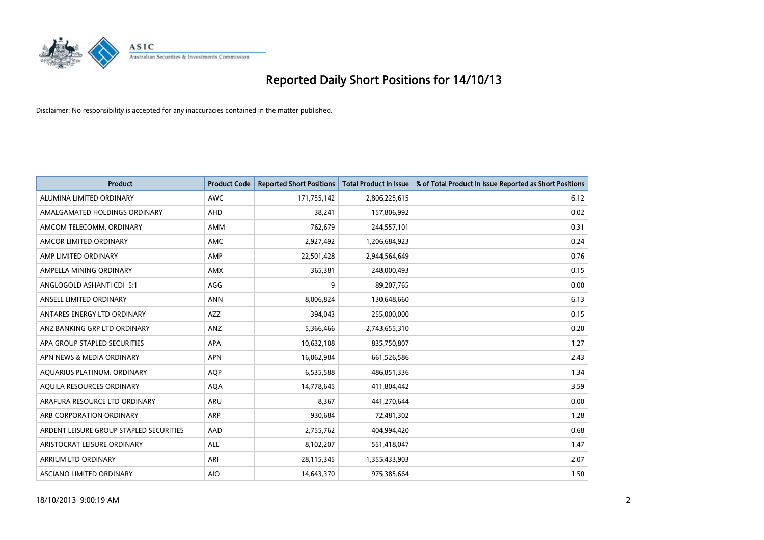# Reported Daily Short Positions for 14/10/13

Disclaimer: No responsibility is accepted for any inaccuracies contained in the matter published.

| Product | Product Code | Reported Short Positions | Total Product in Issue | % of Total Product in Issue Reported as Short Positions |
|---|---|---|---|---|
| ALUMINA LIMITED ORDINARY | AWC | 171,755,142 | 2,806,225,615 | 6.12 |
| AMALGAMATED HOLDINGS ORDINARY | AHD | 38,241 | 157,806,992 | 0.02 |
| AMCOM TELECOMM. ORDINARY | AMM | 762,679 | 244,557,101 | 0.31 |
| AMCOR LIMITED ORDINARY | AMC | 2,927,492 | 1,206,684,923 | 0.24 |
| AMP LIMITED ORDINARY | AMP | 22,501,428 | 2,944,564,649 | 0.76 |
| AMPELLA MINING ORDINARY | AMX | 365,381 | 248,000,493 | 0.15 |
| ANGLOGOLD ASHANTI CDI 5:1 | AGG | 9 | 89,207,765 | 0.00 |
| ANSELL LIMITED ORDINARY | ANN | 8,006,824 | 130,648,660 | 6.13 |
| ANTARES ENERGY LTD ORDINARY | AZZ | 394,043 | 255,000,000 | 0.15 |
| ANZ BANKING GRP LTD ORDINARY | ANZ | 5,366,466 | 2,743,655,310 | 0.20 |
| APA GROUP STAPLED SECURITIES | APA | 10,632,108 | 835,750,807 | 1.27 |
| APN NEWS & MEDIA ORDINARY | APN | 16,062,984 | 661,526,586 | 2.43 |
| AQUARIUS PLATINUM. ORDINARY | AQP | 6,535,588 | 486,851,336 | 1.34 |
| AQUILA RESOURCES ORDINARY | AQA | 14,778,645 | 411,804,442 | 3.59 |
| ARAFURA RESOURCE LTD ORDINARY | ARU | 8,367 | 441,270,644 | 0.00 |
| ARB CORPORATION ORDINARY | ARP | 930,684 | 72,481,302 | 1.28 |
| ARDENT LEISURE GROUP STAPLED SECURITIES | AAD | 2,755,762 | 404,994,420 | 0.68 |
| ARISTOCRAT LEISURE ORDINARY | ALL | 8,102,207 | 551,418,047 | 1.47 |
| ARRIUM LTD ORDINARY | ARI | 28,115,345 | 1,355,433,903 | 2.07 |
| ASCIANO LIMITED ORDINARY | AIO | 14,643,370 | 975,385,664 | 1.50 |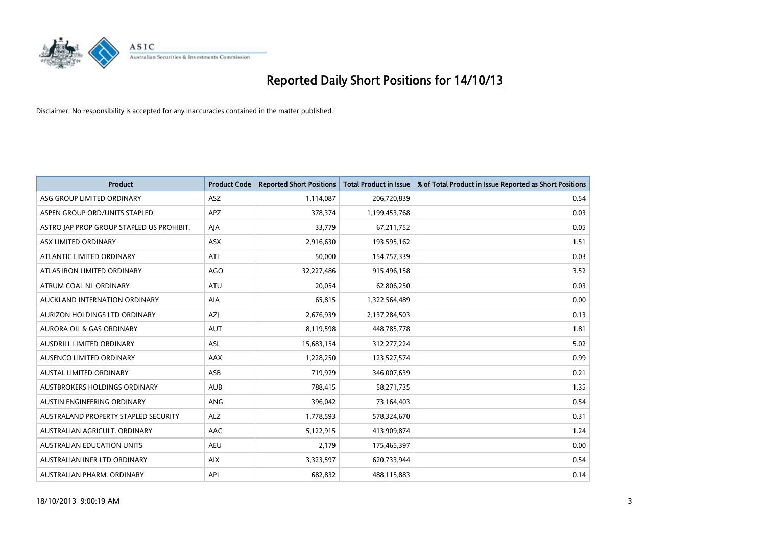# Reported Daily Short Positions for 14/10/13

Disclaimer: No responsibility is accepted for any inaccuracies contained in the matter published.

| Product | Product Code | Reported Short Positions | Total Product in Issue | % of Total Product in Issue Reported as Short Positions |
|---|---|---|---|---|
| ASG GROUP LIMITED ORDINARY | ASZ | 1,114,087 | 206,720,839 | 0.54 |
| ASPEN GROUP ORD/UNITS STAPLED | APZ | 378,374 | 1,199,453,768 | 0.03 |
| ASTRO JAP PROP GROUP STAPLED US PROHIBIT. | AJA | 33,779 | 67,211,752 | 0.05 |
| ASX LIMITED ORDINARY | ASX | 2,916,630 | 193,595,162 | 1.51 |
| ATLANTIC LIMITED ORDINARY | ATI | 50,000 | 154,757,339 | 0.03 |
| ATLAS IRON LIMITED ORDINARY | AGO | 32,227,486 | 915,496,158 | 3.52 |
| ATRUM COAL NL ORDINARY | ATU | 20,054 | 62,806,250 | 0.03 |
| AUCKLAND INTERNATION ORDINARY | AIA | 65,815 | 1,322,564,489 | 0.00 |
| AURIZON HOLDINGS LTD ORDINARY | AZJ | 2,676,939 | 2,137,284,503 | 0.13 |
| AURORA OIL & GAS ORDINARY | AUT | 8,119,598 | 448,785,778 | 1.81 |
| AUSDRILL LIMITED ORDINARY | ASL | 15,683,154 | 312,277,224 | 5.02 |
| AUSENCO LIMITED ORDINARY | AAX | 1,228,250 | 123,527,574 | 0.99 |
| AUSTAL LIMITED ORDINARY | ASB | 719,929 | 346,007,639 | 0.21 |
| AUSTBROKERS HOLDINGS ORDINARY | AUB | 788,415 | 58,271,735 | 1.35 |
| AUSTIN ENGINEERING ORDINARY | ANG | 396,042 | 73,164,403 | 0.54 |
| AUSTRALAND PROPERTY STAPLED SECURITY | ALZ | 1,778,593 | 578,324,670 | 0.31 |
| AUSTRALIAN AGRICULT. ORDINARY | AAC | 5,122,915 | 413,909,874 | 1.24 |
| AUSTRALIAN EDUCATION UNITS | AEU | 2,179 | 175,465,397 | 0.00 |
| AUSTRALIAN INFR LTD ORDINARY | AIX | 3,323,597 | 620,733,944 | 0.54 |
| AUSTRALIAN PHARM. ORDINARY | API | 682,832 | 488,115,883 | 0.14 |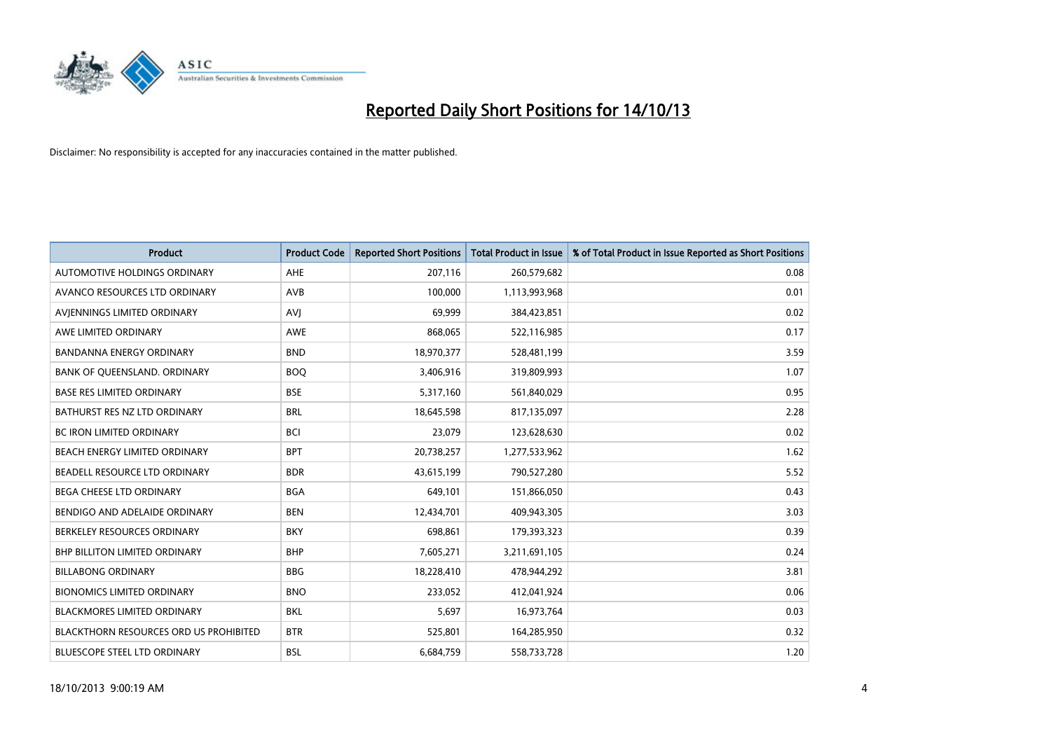# Reported Daily Short Positions for 14/10/13

Disclaimer: No responsibility is accepted for any inaccuracies contained in the matter published.

| Product | Product Code | Reported Short Positions | Total Product in Issue | % of Total Product in Issue Reported as Short Positions |
|---|---|---|---|---|
| AUTOMOTIVE HOLDINGS ORDINARY | AHE | 207,116 | 260,579,682 | 0.08 |
| AVANCO RESOURCES LTD ORDINARY | AVB | 100,000 | 1,113,993,968 | 0.01 |
| AVJENNINGS LIMITED ORDINARY | AVJ | 69,999 | 384,423,851 | 0.02 |
| AWE LIMITED ORDINARY | AWE | 868,065 | 522,116,985 | 0.17 |
| BANDANNA ENERGY ORDINARY | BND | 18,970,377 | 528,481,199 | 3.59 |
| BANK OF QUEENSLAND. ORDINARY | BOQ | 3,406,916 | 319,809,993 | 1.07 |
| BASE RES LIMITED ORDINARY | BSE | 5,317,160 | 561,840,029 | 0.95 |
| BATHURST RES NZ LTD ORDINARY | BRL | 18,645,598 | 817,135,097 | 2.28 |
| BC IRON LIMITED ORDINARY | BCI | 23,079 | 123,628,630 | 0.02 |
| BEACH ENERGY LIMITED ORDINARY | BPT | 20,738,257 | 1,277,533,962 | 1.62 |
| BEADELL RESOURCE LTD ORDINARY | BDR | 43,615,199 | 790,527,280 | 5.52 |
| BEGA CHEESE LTD ORDINARY | BGA | 649,101 | 151,866,050 | 0.43 |
| BENDIGO AND ADELAIDE ORDINARY | BEN | 12,434,701 | 409,943,305 | 3.03 |
| BERKELEY RESOURCES ORDINARY | BKY | 698,861 | 179,393,323 | 0.39 |
| BHP BILLITON LIMITED ORDINARY | BHP | 7,605,271 | 3,211,691,105 | 0.24 |
| BILLABONG ORDINARY | BBG | 18,228,410 | 478,944,292 | 3.81 |
| BIONOMICS LIMITED ORDINARY | BNO | 233,052 | 412,041,924 | 0.06 |
| BLACKMORES LIMITED ORDINARY | BKL | 5,697 | 16,973,764 | 0.03 |
| BLACKTHORN RESOURCES ORD US PROHIBITED | BTR | 525,801 | 164,285,950 | 0.32 |
| BLUESCOPE STEEL LTD ORDINARY | BSL | 6,684,759 | 558,733,728 | 1.20 |

18/10/2013 9:00:19 AM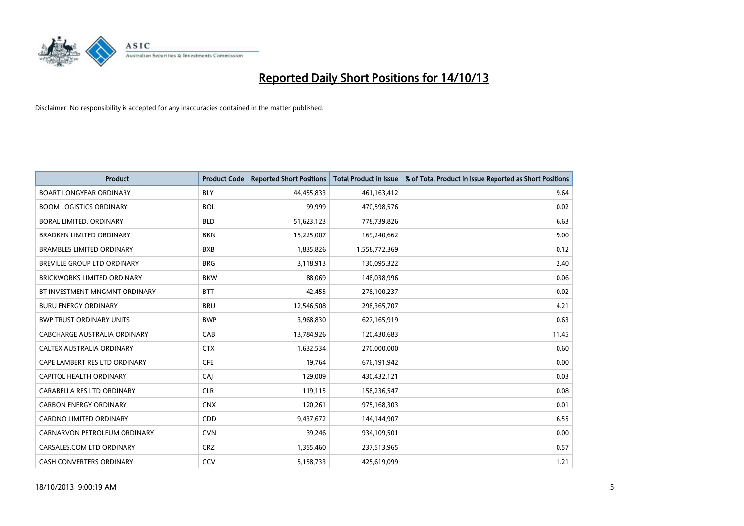# Reported Daily Short Positions for 14/10/13

Disclaimer: No responsibility is accepted for any inaccuracies contained in the matter published.

| Product | Product Code | Reported Short Positions | Total Product in Issue | % of Total Product in Issue Reported as Short Positions |
|---|---|---|---|---|
| BOART LONGYEAR ORDINARY | BLY | 44,455,833 | 461,163,412 | 9.64 |
| BOOM LOGISTICS ORDINARY | BOL | 99,999 | 470,598,576 | 0.02 |
| BORAL LIMITED. ORDINARY | BLD | 51,623,123 | 778,739,826 | 6.63 |
| BRADKEN LIMITED ORDINARY | BKN | 15,225,007 | 169,240,662 | 9.00 |
| BRAMBLES LIMITED ORDINARY | BXB | 1,835,826 | 1,558,772,369 | 0.12 |
| BREVILLE GROUP LTD ORDINARY | BRG | 3,118,913 | 130,095,322 | 2.40 |
| BRICKWORKS LIMITED ORDINARY | BKW | 88,069 | 148,038,996 | 0.06 |
| BT INVESTMENT MNGMNT ORDINARY | BTT | 42,455 | 278,100,237 | 0.02 |
| BURU ENERGY ORDINARY | BRU | 12,546,508 | 298,365,707 | 4.21 |
| BWP TRUST ORDINARY UNITS | BWP | 3,968,830 | 627,165,919 | 0.63 |
| CABCHARGE AUSTRALIA ORDINARY | CAB | 13,784,926 | 120,430,683 | 11.45 |
| CALTEX AUSTRALIA ORDINARY | CTX | 1,632,534 | 270,000,000 | 0.60 |
| CAPE LAMBERT RES LTD ORDINARY | CFE | 19,764 | 676,191,942 | 0.00 |
| CAPITOL HEALTH ORDINARY | CAJ | 129,009 | 430,432,121 | 0.03 |
| CARABELLA RES LTD ORDINARY | CLR | 119,115 | 158,236,547 | 0.08 |
| CARBON ENERGY ORDINARY | CNX | 120,261 | 975,168,303 | 0.01 |
| CARDNO LIMITED ORDINARY | CDD | 9,437,672 | 144,144,907 | 6.55 |
| CARNARVON PETROLEUM ORDINARY | CVN | 39,246 | 934,109,501 | 0.00 |
| CARSALES.COM LTD ORDINARY | CRZ | 1,355,460 | 237,513,965 | 0.57 |
| CASH CONVERTERS ORDINARY | CCV | 5,158,733 | 425,619,099 | 1.21 |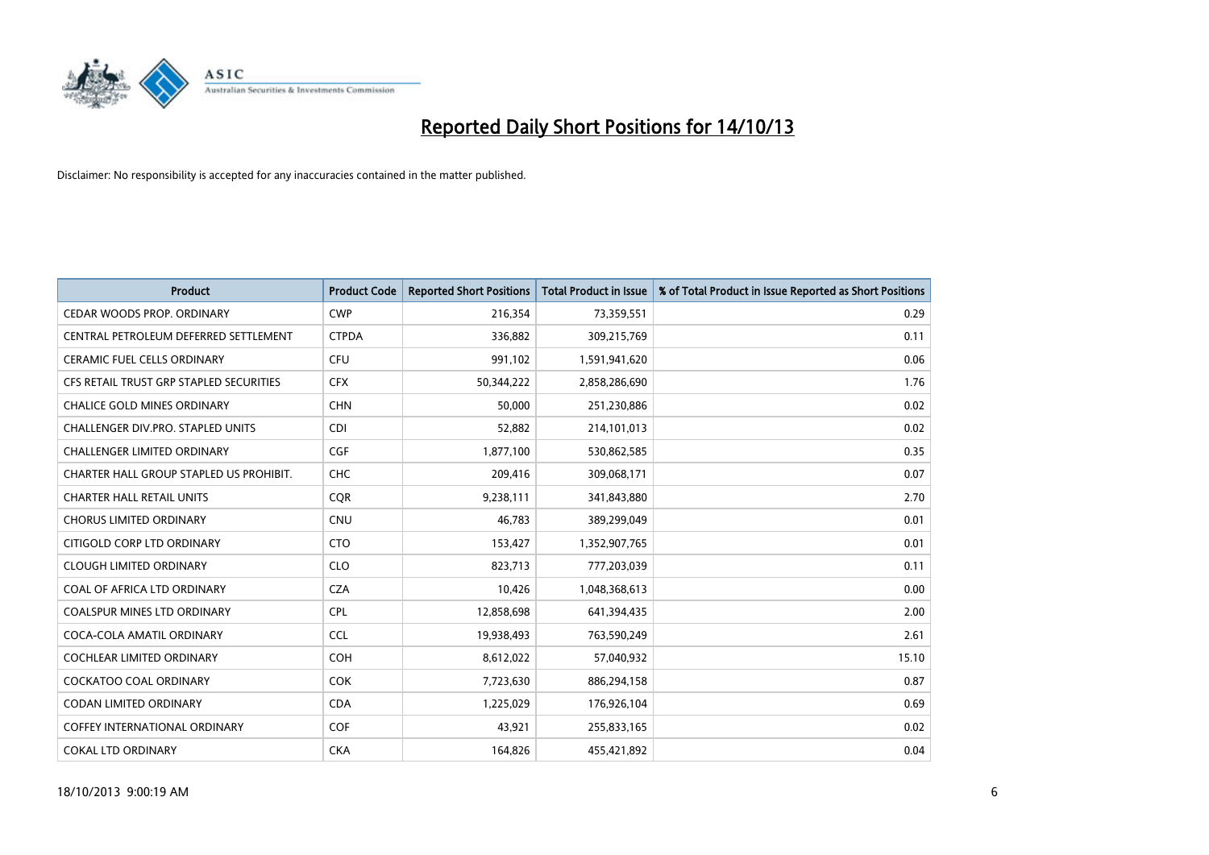# Reported Daily Short Positions for 14/10/13

Disclaimer: No responsibility is accepted for any inaccuracies contained in the matter published.

| Product | Product Code | Reported Short Positions | Total Product in Issue | % of Total Product in Issue Reported as Short Positions |
|---|---|---|---|---|
| CEDAR WOODS PROP. ORDINARY | CWP | 216,354 | 73,359,551 | 0.29 |
| CENTRAL PETROLEUM DEFERRED SETTLEMENT | CTPDA | 336,882 | 309,215,769 | 0.11 |
| CERAMIC FUEL CELLS ORDINARY | CFU | 991,102 | 1,591,941,620 | 0.06 |
| CFS RETAIL TRUST GRP STAPLED SECURITIES | CFX | 50,344,222 | 2,858,286,690 | 1.76 |
| CHALICE GOLD MINES ORDINARY | CHN | 50,000 | 251,230,886 | 0.02 |
| CHALLENGER DIV.PRO. STAPLED UNITS | CDI | 52,882 | 214,101,013 | 0.02 |
| CHALLENGER LIMITED ORDINARY | CGF | 1,877,100 | 530,862,585 | 0.35 |
| CHARTER HALL GROUP STAPLED US PROHIBIT. | CHC | 209,416 | 309,068,171 | 0.07 |
| CHARTER HALL RETAIL UNITS | CQR | 9,238,111 | 341,843,880 | 2.70 |
| CHORUS LIMITED ORDINARY | CNU | 46,783 | 389,299,049 | 0.01 |
| CITIGOLD CORP LTD ORDINARY | CTO | 153,427 | 1,352,907,765 | 0.01 |
| CLOUGH LIMITED ORDINARY | CLO | 823,713 | 777,203,039 | 0.11 |
| COAL OF AFRICA LTD ORDINARY | CZA | 10,426 | 1,048,368,613 | 0.00 |
| COALSPUR MINES LTD ORDINARY | CPL | 12,858,698 | 641,394,435 | 2.00 |
| COCA-COLA AMATIL ORDINARY | CCL | 19,938,493 | 763,590,249 | 2.61 |
| COCHLEAR LIMITED ORDINARY | COH | 8,612,022 | 57,040,932 | 15.10 |
| COCKATOO COAL ORDINARY | COK | 7,723,630 | 886,294,158 | 0.87 |
| CODAN LIMITED ORDINARY | CDA | 1,225,029 | 176,926,104 | 0.69 |
| COFFEY INTERNATIONAL ORDINARY | COF | 43,921 | 255,833,165 | 0.02 |
| COKAL LTD ORDINARY | CKA | 164,826 | 455,421,892 | 0.04 |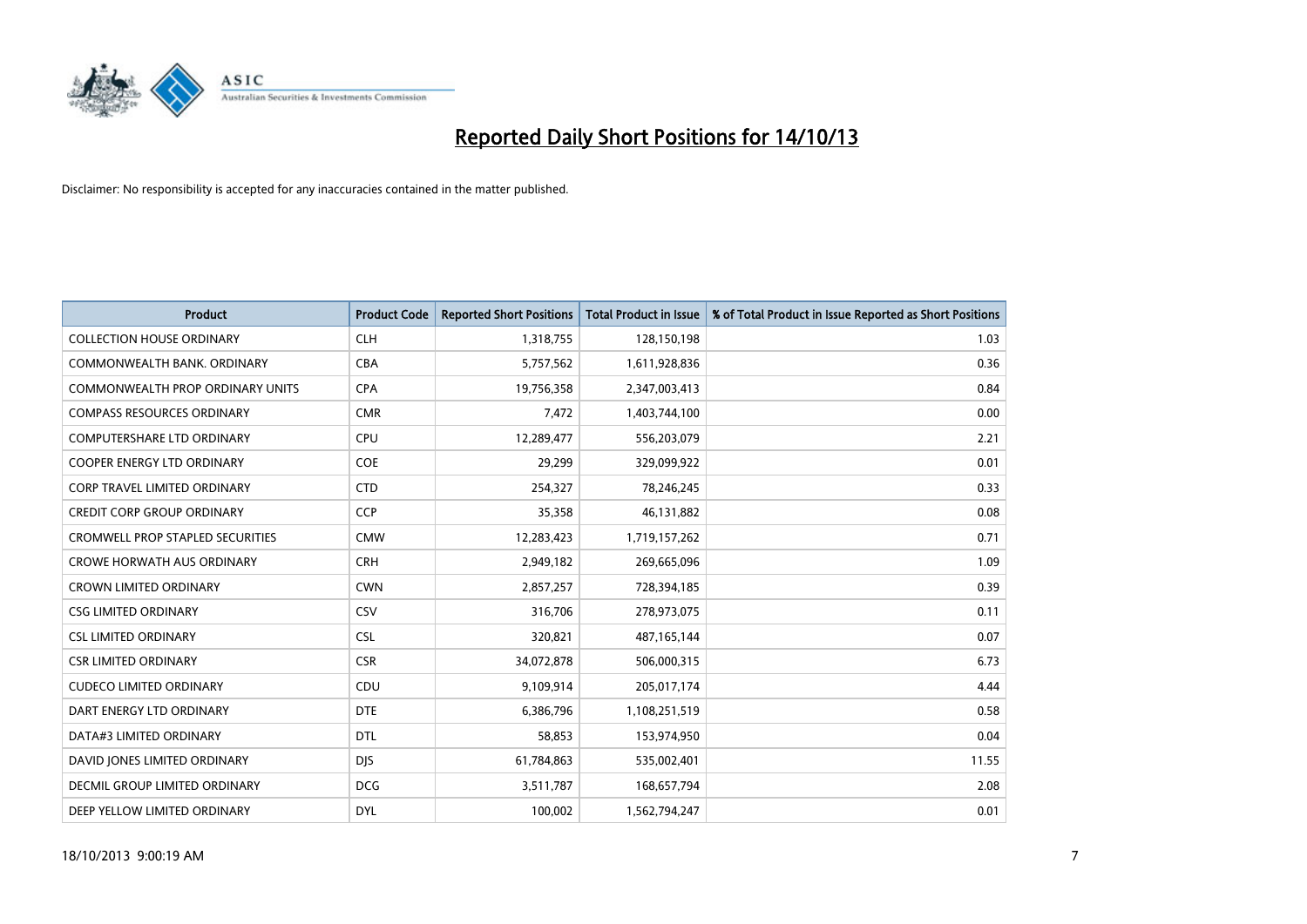# Reported Daily Short Positions for 14/10/13

Disclaimer: No responsibility is accepted for any inaccuracies contained in the matter published.

| Product | Product Code | Reported Short Positions | Total Product in Issue | % of Total Product in Issue Reported as Short Positions |
|---|---|---|---|---|
| COLLECTION HOUSE ORDINARY | CLH | 1,318,755 | 128,150,198 | 1.03 |
| COMMONWEALTH BANK. ORDINARY | CBA | 5,757,562 | 1,611,928,836 | 0.36 |
| COMMONWEALTH PROP ORDINARY UNITS | CPA | 19,756,358 | 2,347,003,413 | 0.84 |
| COMPASS RESOURCES ORDINARY | CMR | 7,472 | 1,403,744,100 | 0.00 |
| COMPUTERSHARE LTD ORDINARY | CPU | 12,289,477 | 556,203,079 | 2.21 |
| COOPER ENERGY LTD ORDINARY | COE | 29,299 | 329,099,922 | 0.01 |
| CORP TRAVEL LIMITED ORDINARY | CTD | 254,327 | 78,246,245 | 0.33 |
| CREDIT CORP GROUP ORDINARY | CCP | 35,358 | 46,131,882 | 0.08 |
| CROMWELL PROP STAPLED SECURITIES | CMW | 12,283,423 | 1,719,157,262 | 0.71 |
| CROWE HORWATH AUS ORDINARY | CRH | 2,949,182 | 269,665,096 | 1.09 |
| CROWN LIMITED ORDINARY | CWN | 2,857,257 | 728,394,185 | 0.39 |
| CSG LIMITED ORDINARY | CSV | 316,706 | 278,973,075 | 0.11 |
| CSL LIMITED ORDINARY | CSL | 320,821 | 487,165,144 | 0.07 |
| CSR LIMITED ORDINARY | CSR | 34,072,878 | 506,000,315 | 6.73 |
| CUDECO LIMITED ORDINARY | CDU | 9,109,914 | 205,017,174 | 4.44 |
| DART ENERGY LTD ORDINARY | DTE | 6,386,796 | 1,108,251,519 | 0.58 |
| DATA#3 LIMITED ORDINARY | DTL | 58,853 | 153,974,950 | 0.04 |
| DAVID JONES LIMITED ORDINARY | DJS | 61,784,863 | 535,002,401 | 11.55 |
| DECMIL GROUP LIMITED ORDINARY | DCG | 3,511,787 | 168,657,794 | 2.08 |
| DEEP YELLOW LIMITED ORDINARY | DYL | 100,002 | 1,562,794,247 | 0.01 |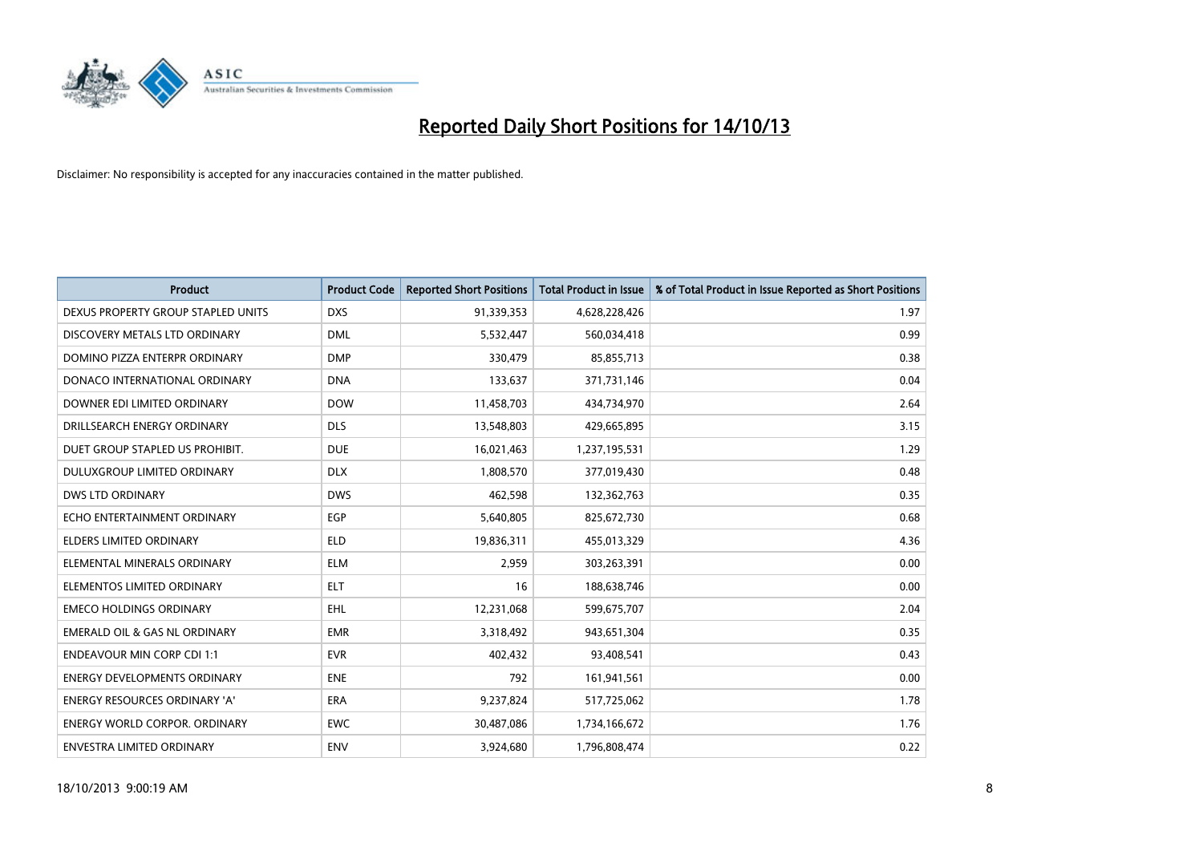# Reported Daily Short Positions for 14/10/13

Disclaimer: No responsibility is accepted for any inaccuracies contained in the matter published.

| Product | Product Code | Reported Short Positions | Total Product in Issue | % of Total Product in Issue Reported as Short Positions |
|---|---|---|---|---|
| DEXUS PROPERTY GROUP STAPLED UNITS | DXS | 91,339,353 | 4,628,228,426 | 1.97 |
| DISCOVERY METALS LTD ORDINARY | DML | 5,532,447 | 560,034,418 | 0.99 |
| DOMINO PIZZA ENTERPR ORDINARY | DMP | 330,479 | 85,855,713 | 0.38 |
| DONACO INTERNATIONAL ORDINARY | DNA | 133,637 | 371,731,146 | 0.04 |
| DOWNER EDI LIMITED ORDINARY | DOW | 11,458,703 | 434,734,970 | 2.64 |
| DRILLSEARCH ENERGY ORDINARY | DLS | 13,548,803 | 429,665,895 | 3.15 |
| DUET GROUP STAPLED US PROHIBIT. | DUE | 16,021,463 | 1,237,195,531 | 1.29 |
| DULUXGROUP LIMITED ORDINARY | DLX | 1,808,570 | 377,019,430 | 0.48 |
| DWS LTD ORDINARY | DWS | 462,598 | 132,362,763 | 0.35 |
| ECHO ENTERTAINMENT ORDINARY | EGP | 5,640,805 | 825,672,730 | 0.68 |
| ELDERS LIMITED ORDINARY | ELD | 19,836,311 | 455,013,329 | 4.36 |
| ELEMENTAL MINERALS ORDINARY | ELM | 2,959 | 303,263,391 | 0.00 |
| ELEMENTOS LIMITED ORDINARY | ELT | 16 | 188,638,746 | 0.00 |
| EMECO HOLDINGS ORDINARY | EHL | 12,231,068 | 599,675,707 | 2.04 |
| EMERALD OIL & GAS NL ORDINARY | EMR | 3,318,492 | 943,651,304 | 0.35 |
| ENDEAVOUR MIN CORP CDI 1:1 | EVR | 402,432 | 93,408,541 | 0.43 |
| ENERGY DEVELOPMENTS ORDINARY | ENE | 792 | 161,941,561 | 0.00 |
| ENERGY RESOURCES ORDINARY 'A' | ERA | 9,237,824 | 517,725,062 | 1.78 |
| ENERGY WORLD CORPOR. ORDINARY | EWC | 30,487,086 | 1,734,166,672 | 1.76 |
| ENVESTRA LIMITED ORDINARY | ENV | 3,924,680 | 1,796,808,474 | 0.22 |

18/10/2013 9:00:19 AM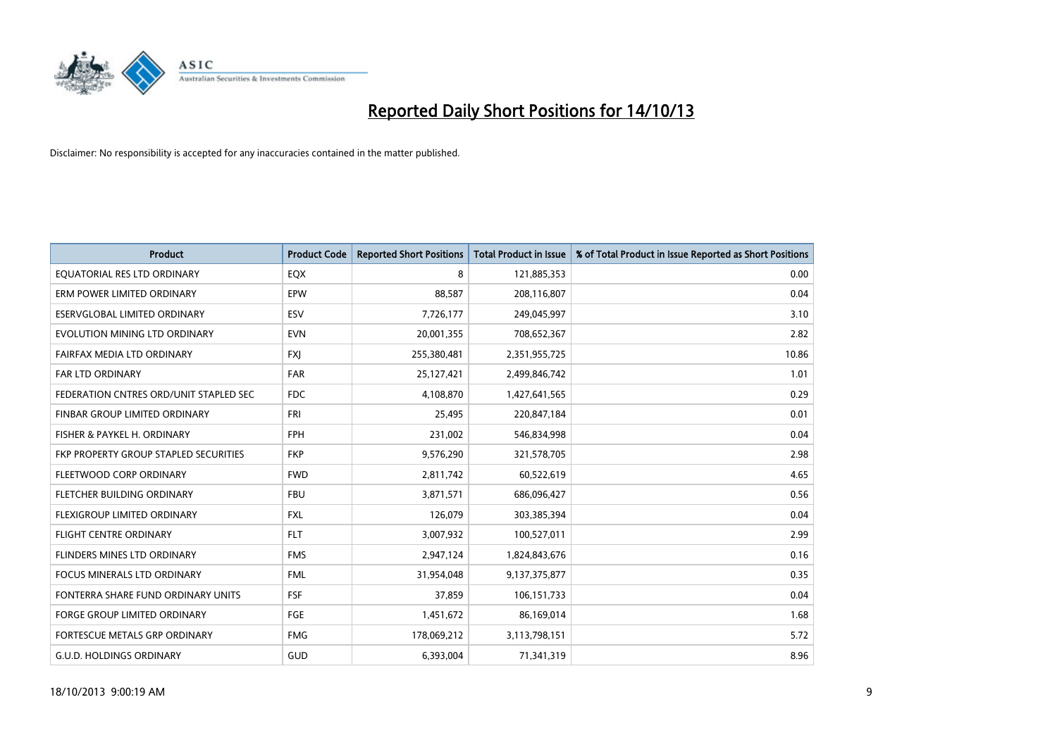# Reported Daily Short Positions for 14/10/13

Disclaimer: No responsibility is accepted for any inaccuracies contained in the matter published.

| Product | Product Code | Reported Short Positions | Total Product in Issue | % of Total Product in Issue Reported as Short Positions |
|---|---|---|---|---|
| EQUATORIAL RES LTD ORDINARY | EQX | 8 | 121,885,353 | 0.00 |
| ERM POWER LIMITED ORDINARY | EPW | 88,587 | 208,116,807 | 0.04 |
| ESERVGLOBAL LIMITED ORDINARY | ESV | 7,726,177 | 249,045,997 | 3.10 |
| EVOLUTION MINING LTD ORDINARY | EVN | 20,001,355 | 708,652,367 | 2.82 |
| FAIRFAX MEDIA LTD ORDINARY | FXJ | 255,380,481 | 2,351,955,725 | 10.86 |
| FAR LTD ORDINARY | FAR | 25,127,421 | 2,499,846,742 | 1.01 |
| FEDERATION CNTRES ORD/UNIT STAPLED SEC | FDC | 4,108,870 | 1,427,641,565 | 0.29 |
| FINBAR GROUP LIMITED ORDINARY | FRI | 25,495 | 220,847,184 | 0.01 |
| FISHER & PAYKEL H. ORDINARY | FPH | 231,002 | 546,834,998 | 0.04 |
| FKP PROPERTY GROUP STAPLED SECURITIES | FKP | 9,576,290 | 321,578,705 | 2.98 |
| FLEETWOOD CORP ORDINARY | FWD | 2,811,742 | 60,522,619 | 4.65 |
| FLETCHER BUILDING ORDINARY | FBU | 3,871,571 | 686,096,427 | 0.56 |
| FLEXIGROUP LIMITED ORDINARY | FXL | 126,079 | 303,385,394 | 0.04 |
| FLIGHT CENTRE ORDINARY | FLT | 3,007,932 | 100,527,011 | 2.99 |
| FLINDERS MINES LTD ORDINARY | FMS | 2,947,124 | 1,824,843,676 | 0.16 |
| FOCUS MINERALS LTD ORDINARY | FML | 31,954,048 | 9,137,375,877 | 0.35 |
| FONTERRA SHARE FUND ORDINARY UNITS | FSF | 37,859 | 106,151,733 | 0.04 |
| FORGE GROUP LIMITED ORDINARY | FGE | 1,451,672 | 86,169,014 | 1.68 |
| FORTESCUE METALS GRP ORDINARY | FMG | 178,069,212 | 3,113,798,151 | 5.72 |
| G.U.D. HOLDINGS ORDINARY | GUD | 6,393,004 | 71,341,319 | 8.96 |

18/10/2013 9:00:19 AM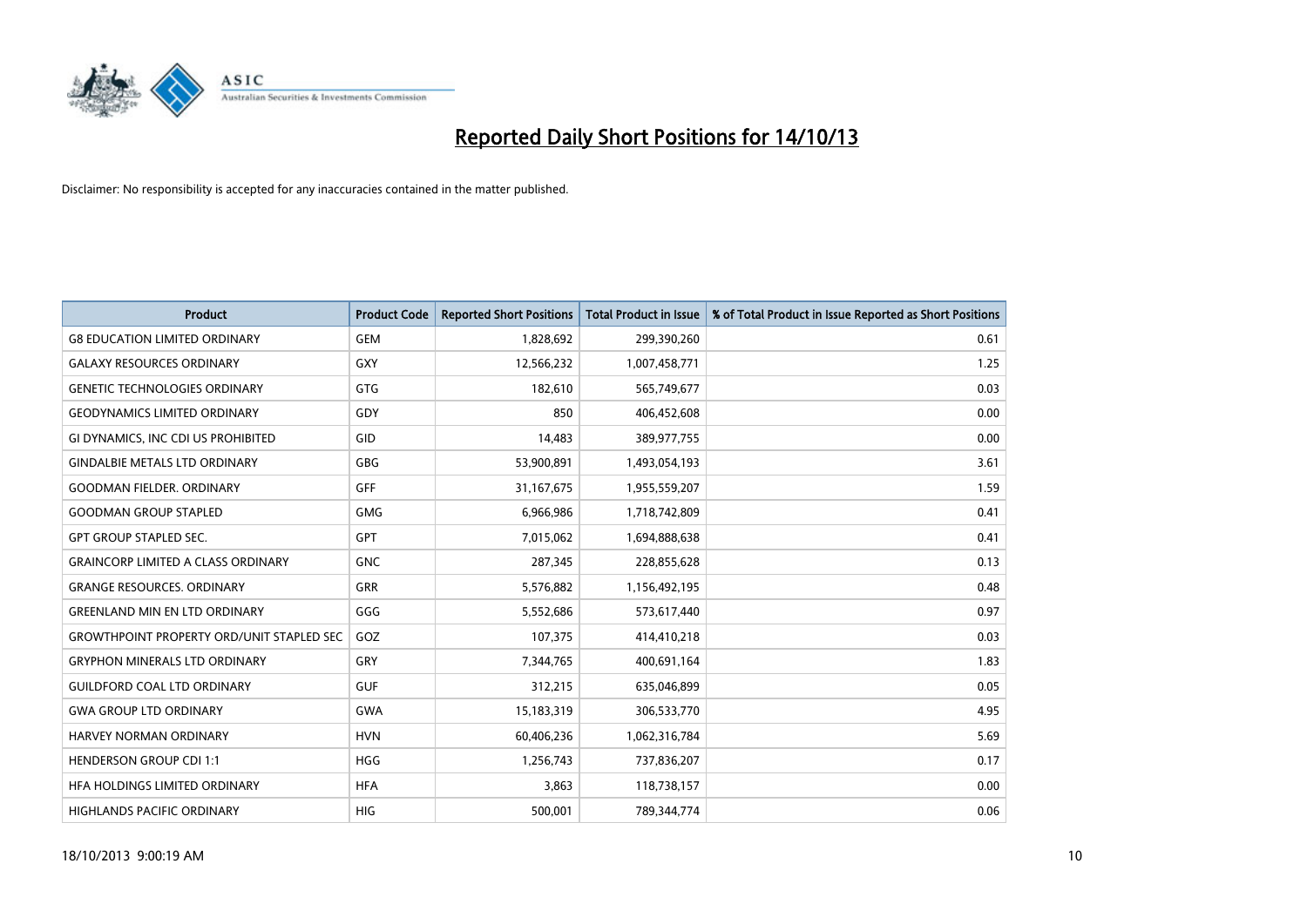# Reported Daily Short Positions for 14/10/13

Disclaimer: No responsibility is accepted for any inaccuracies contained in the matter published.

| Product | Product Code | Reported Short Positions | Total Product in Issue | % of Total Product in Issue Reported as Short Positions |
|---|---|---|---|---|
| G8 EDUCATION LIMITED ORDINARY | GEM | 1,828,692 | 299,390,260 | 0.61 |
| GALAXY RESOURCES ORDINARY | GXY | 12,566,232 | 1,007,458,771 | 1.25 |
| GENETIC TECHNOLOGIES ORDINARY | GTG | 182,610 | 565,749,677 | 0.03 |
| GEODYNAMICS LIMITED ORDINARY | GDY | 850 | 406,452,608 | 0.00 |
| GI DYNAMICS, INC CDI US PROHIBITED | GID | 14,483 | 389,977,755 | 0.00 |
| GINDALBIE METALS LTD ORDINARY | GBG | 53,900,891 | 1,493,054,193 | 3.61 |
| GOODMAN FIELDER. ORDINARY | GFF | 31,167,675 | 1,955,559,207 | 1.59 |
| GOODMAN GROUP STAPLED | GMG | 6,966,986 | 1,718,742,809 | 0.41 |
| GPT GROUP STAPLED SEC. | GPT | 7,015,062 | 1,694,888,638 | 0.41 |
| GRAINCORP LIMITED A CLASS ORDINARY | GNC | 287,345 | 228,855,628 | 0.13 |
| GRANGE RESOURCES. ORDINARY | GRR | 5,576,882 | 1,156,492,195 | 0.48 |
| GREENLAND MIN EN LTD ORDINARY | GGG | 5,552,686 | 573,617,440 | 0.97 |
| GROWTHPOINT PROPERTY ORD/UNIT STAPLED SEC | GOZ | 107,375 | 414,410,218 | 0.03 |
| GRYPHON MINERALS LTD ORDINARY | GRY | 7,344,765 | 400,691,164 | 1.83 |
| GUILDFORD COAL LTD ORDINARY | GUF | 312,215 | 635,046,899 | 0.05 |
| GWA GROUP LTD ORDINARY | GWA | 15,183,319 | 306,533,770 | 4.95 |
| HARVEY NORMAN ORDINARY | HVN | 60,406,236 | 1,062,316,784 | 5.69 |
| HENDERSON GROUP CDI 1:1 | HGG | 1,256,743 | 737,836,207 | 0.17 |
| HFA HOLDINGS LIMITED ORDINARY | HFA | 3,863 | 118,738,157 | 0.00 |
| HIGHLANDS PACIFIC ORDINARY | HIG | 500,001 | 789,344,774 | 0.06 |

18/10/2013 9:00:19 AM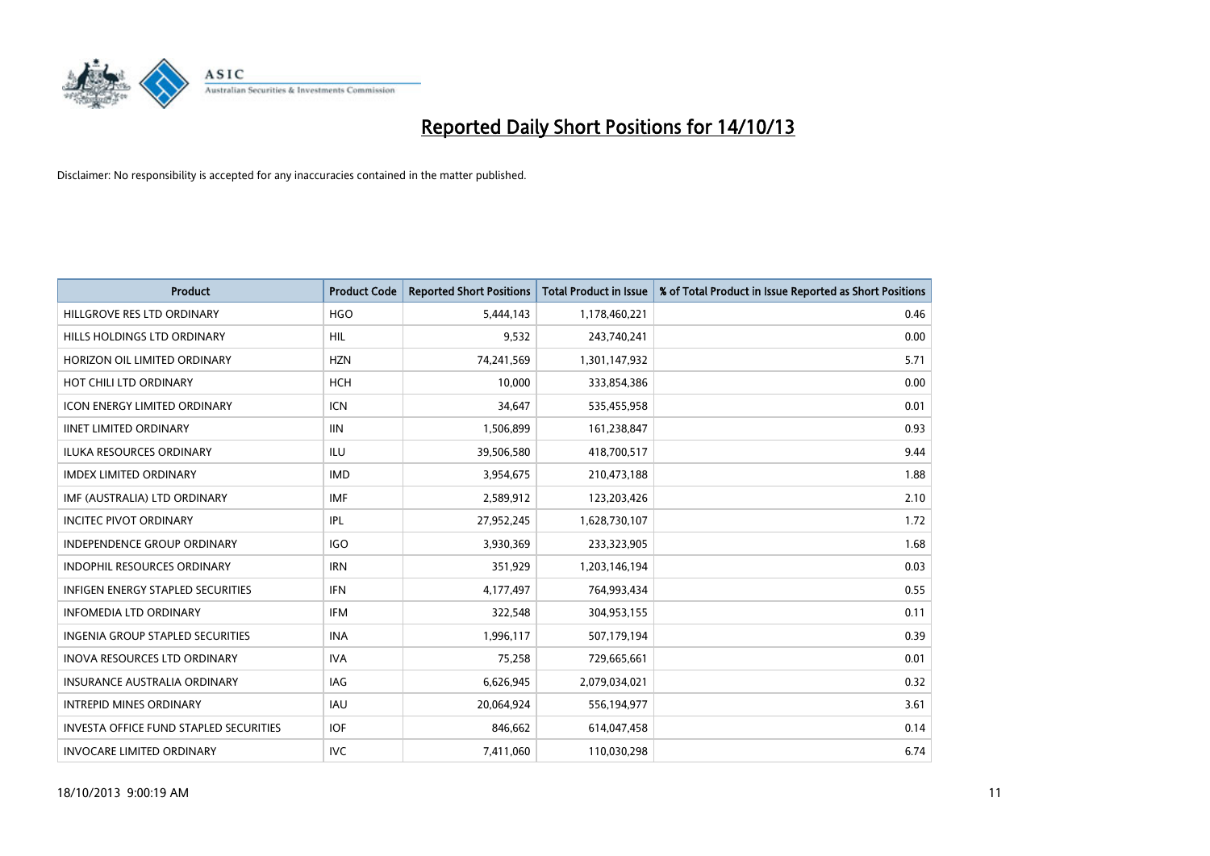# Reported Daily Short Positions for 14/10/13

Disclaimer: No responsibility is accepted for any inaccuracies contained in the matter published.

| Product | Product Code | Reported Short Positions | Total Product in Issue | % of Total Product in Issue Reported as Short Positions |
|---|---|---|---|---|
| HILLGROVE RES LTD ORDINARY | HGO | 5,444,143 | 1,178,460,221 | 0.46 |
| HILLS HOLDINGS LTD ORDINARY | HIL | 9,532 | 243,740,241 | 0.00 |
| HORIZON OIL LIMITED ORDINARY | HZN | 74,241,569 | 1,301,147,932 | 5.71 |
| HOT CHILI LTD ORDINARY | HCH | 10,000 | 333,854,386 | 0.00 |
| ICON ENERGY LIMITED ORDINARY | ICN | 34,647 | 535,455,958 | 0.01 |
| IINET LIMITED ORDINARY | IIN | 1,506,899 | 161,238,847 | 0.93 |
| ILUKA RESOURCES ORDINARY | ILU | 39,506,580 | 418,700,517 | 9.44 |
| IMDEX LIMITED ORDINARY | IMD | 3,954,675 | 210,473,188 | 1.88 |
| IMF (AUSTRALIA) LTD ORDINARY | IMF | 2,589,912 | 123,203,426 | 2.10 |
| INCITEC PIVOT ORDINARY | IPL | 27,952,245 | 1,628,730,107 | 1.72 |
| INDEPENDENCE GROUP ORDINARY | IGO | 3,930,369 | 233,323,905 | 1.68 |
| INDOPHIL RESOURCES ORDINARY | IRN | 351,929 | 1,203,146,194 | 0.03 |
| INFIGEN ENERGY STAPLED SECURITIES | IFN | 4,177,497 | 764,993,434 | 0.55 |
| INFOMEDIA LTD ORDINARY | IFM | 322,548 | 304,953,155 | 0.11 |
| INGENIA GROUP STAPLED SECURITIES | INA | 1,996,117 | 507,179,194 | 0.39 |
| INOVA RESOURCES LTD ORDINARY | IVA | 75,258 | 729,665,661 | 0.01 |
| INSURANCE AUSTRALIA ORDINARY | IAG | 6,626,945 | 2,079,034,021 | 0.32 |
| INTREPID MINES ORDINARY | IAU | 20,064,924 | 556,194,977 | 3.61 |
| INVESTA OFFICE FUND STAPLED SECURITIES | IOF | 846,662 | 614,047,458 | 0.14 |
| INVOCARE LIMITED ORDINARY | IVC | 7,411,060 | 110,030,298 | 6.74 |

18/10/2013 9:00:19 AM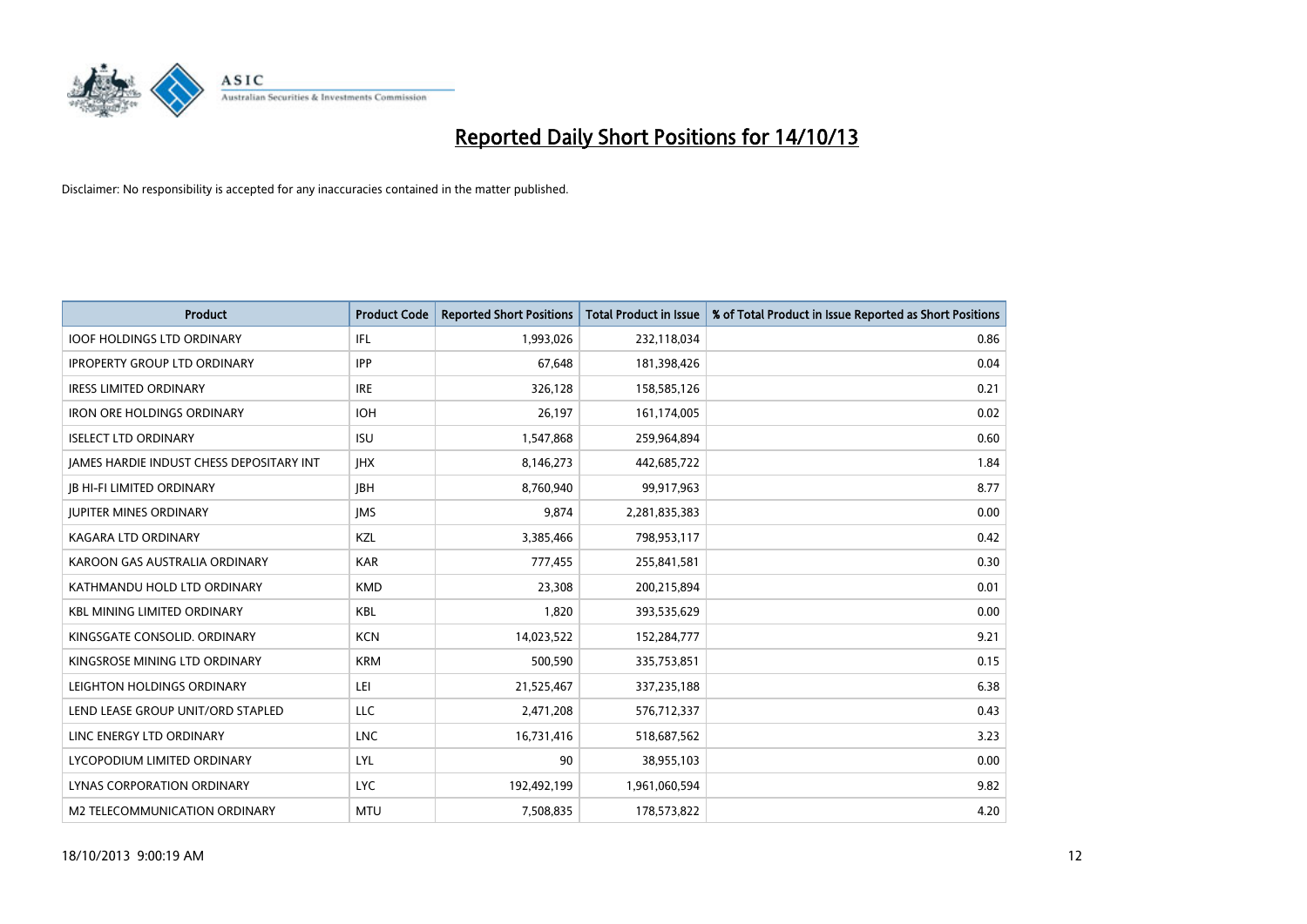# Reported Daily Short Positions for 14/10/13

Disclaimer: No responsibility is accepted for any inaccuracies contained in the matter published.

| Product | Product Code | Reported Short Positions | Total Product in Issue | % of Total Product in Issue Reported as Short Positions |
|---|---|---|---|---|
| IOOF HOLDINGS LTD ORDINARY | IFL | 1,993,026 | 232,118,034 | 0.86 |
| IPROPERTY GROUP LTD ORDINARY | IPP | 67,648 | 181,398,426 | 0.04 |
| IRESS LIMITED ORDINARY | IRE | 326,128 | 158,585,126 | 0.21 |
| IRON ORE HOLDINGS ORDINARY | IOH | 26,197 | 161,174,005 | 0.02 |
| ISELECT LTD ORDINARY | ISU | 1,547,868 | 259,964,894 | 0.60 |
| JAMES HARDIE INDUST CHESS DEPOSITARY INT | JHX | 8,146,273 | 442,685,722 | 1.84 |
| JB HI-FI LIMITED ORDINARY | JBH | 8,760,940 | 99,917,963 | 8.77 |
| JUPITER MINES ORDINARY | JMS | 9,874 | 2,281,835,383 | 0.00 |
| KAGARA LTD ORDINARY | KZL | 3,385,466 | 798,953,117 | 0.42 |
| KAROON GAS AUSTRALIA ORDINARY | KAR | 777,455 | 255,841,581 | 0.30 |
| KATHMANDU HOLD LTD ORDINARY | KMD | 23,308 | 200,215,894 | 0.01 |
| KBL MINING LIMITED ORDINARY | KBL | 1,820 | 393,535,629 | 0.00 |
| KINGSGATE CONSOLID. ORDINARY | KCN | 14,023,522 | 152,284,777 | 9.21 |
| KINGSROSE MINING LTD ORDINARY | KRM | 500,590 | 335,753,851 | 0.15 |
| LEIGHTON HOLDINGS ORDINARY | LEI | 21,525,467 | 337,235,188 | 6.38 |
| LEND LEASE GROUP UNIT/ORD STAPLED | LLC | 2,471,208 | 576,712,337 | 0.43 |
| LINC ENERGY LTD ORDINARY | LNC | 16,731,416 | 518,687,562 | 3.23 |
| LYCOPODIUM LIMITED ORDINARY | LYL | 90 | 38,955,103 | 0.00 |
| LYNAS CORPORATION ORDINARY | LYC | 192,492,199 | 1,961,060,594 | 9.82 |
| M2 TELECOMMUNICATION ORDINARY | MTU | 7,508,835 | 178,573,822 | 4.20 |

18/10/2013 9:00:19 AM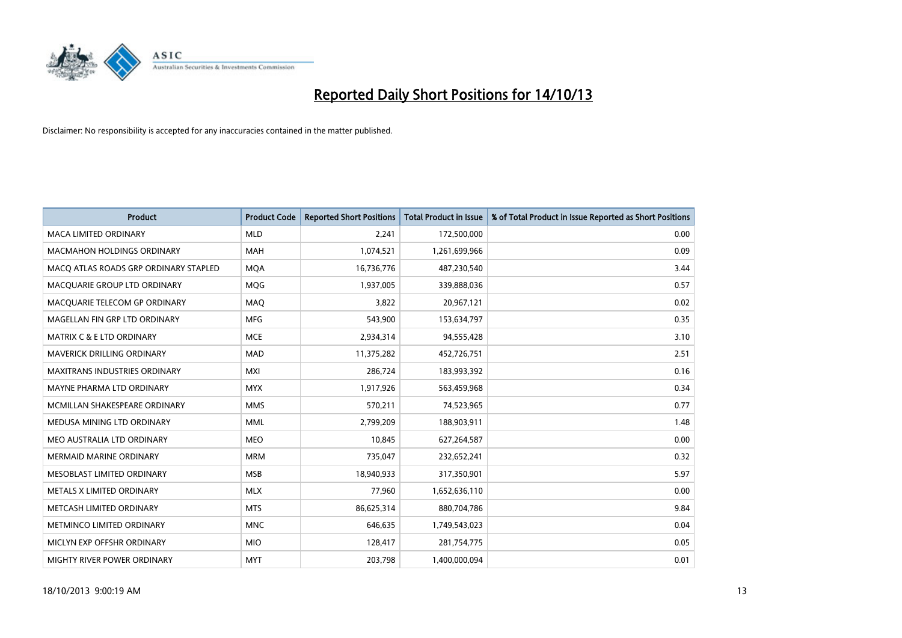# Reported Daily Short Positions for 14/10/13

Disclaimer: No responsibility is accepted for any inaccuracies contained in the matter published.

| Product | Product Code | Reported Short Positions | Total Product in Issue | % of Total Product in Issue Reported as Short Positions |
|---|---|---|---|---|
| MACA LIMITED ORDINARY | MLD | 2,241 | 172,500,000 | 0.00 |
| MACMAHON HOLDINGS ORDINARY | MAH | 1,074,521 | 1,261,699,966 | 0.09 |
| MACQ ATLAS ROADS GRP ORDINARY STAPLED | MQA | 16,736,776 | 487,230,540 | 3.44 |
| MACQUARIE GROUP LTD ORDINARY | MQG | 1,937,005 | 339,888,036 | 0.57 |
| MACQUARIE TELECOM GP ORDINARY | MAQ | 3,822 | 20,967,121 | 0.02 |
| MAGELLAN FIN GRP LTD ORDINARY | MFG | 543,900 | 153,634,797 | 0.35 |
| MATRIX C & E LTD ORDINARY | MCE | 2,934,314 | 94,555,428 | 3.10 |
| MAVERICK DRILLING ORDINARY | MAD | 11,375,282 | 452,726,751 | 2.51 |
| MAXITRANS INDUSTRIES ORDINARY | MXI | 286,724 | 183,993,392 | 0.16 |
| MAYNE PHARMA LTD ORDINARY | MYX | 1,917,926 | 563,459,968 | 0.34 |
| MCMILLAN SHAKESPEARE ORDINARY | MMS | 570,211 | 74,523,965 | 0.77 |
| MEDUSA MINING LTD ORDINARY | MML | 2,799,209 | 188,903,911 | 1.48 |
| MEO AUSTRALIA LTD ORDINARY | MEO | 10,845 | 627,264,587 | 0.00 |
| MERMAID MARINE ORDINARY | MRM | 735,047 | 232,652,241 | 0.32 |
| MESOBLAST LIMITED ORDINARY | MSB | 18,940,933 | 317,350,901 | 5.97 |
| METALS X LIMITED ORDINARY | MLX | 77,960 | 1,652,636,110 | 0.00 |
| METCASH LIMITED ORDINARY | MTS | 86,625,314 | 880,704,786 | 9.84 |
| METMINCO LIMITED ORDINARY | MNC | 646,635 | 1,749,543,023 | 0.04 |
| MICLYN EXP OFFSHR ORDINARY | MIO | 128,417 | 281,754,775 | 0.05 |
| MIGHTY RIVER POWER ORDINARY | MYT | 203,798 | 1,400,000,094 | 0.01 |

18/10/2013 9:00:19 AM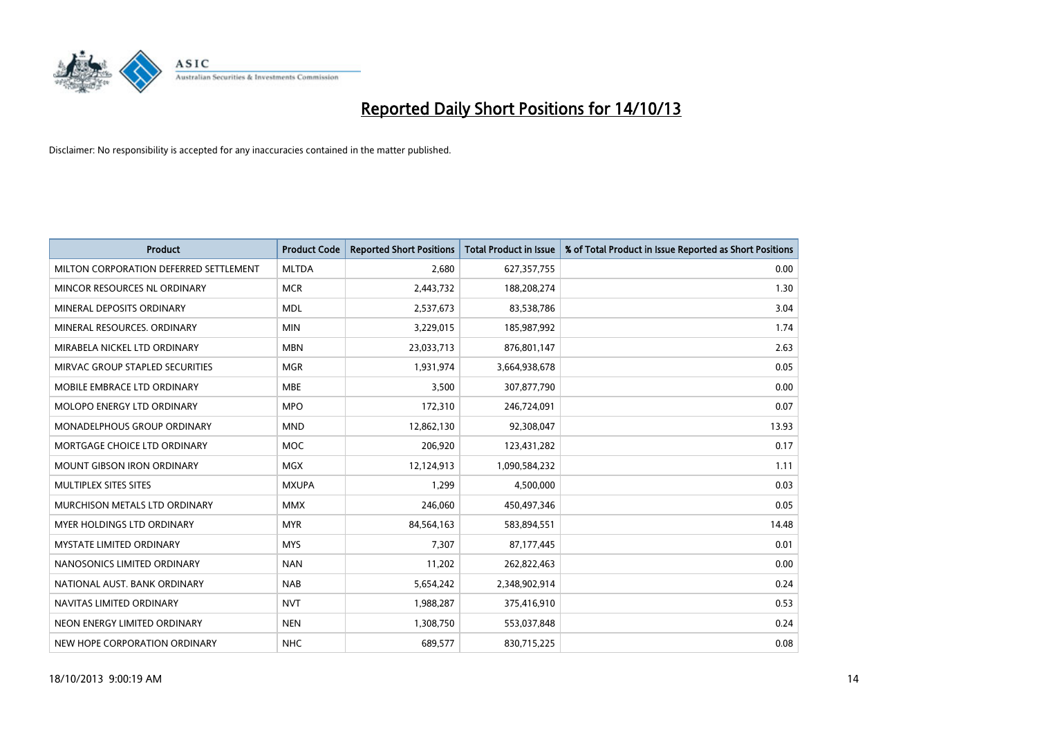# Reported Daily Short Positions for 14/10/13

Disclaimer: No responsibility is accepted for any inaccuracies contained in the matter published.

| Product | Product Code | Reported Short Positions | Total Product in Issue | % of Total Product in Issue Reported as Short Positions |
|---|---|---|---|---|
| MILTON CORPORATION DEFERRED SETTLEMENT | MLTDA | 2,680 | 627,357,755 | 0.00 |
| MINCOR RESOURCES NL ORDINARY | MCR | 2,443,732 | 188,208,274 | 1.30 |
| MINERAL DEPOSITS ORDINARY | MDL | 2,537,673 | 83,538,786 | 3.04 |
| MINERAL RESOURCES. ORDINARY | MIN | 3,229,015 | 185,987,992 | 1.74 |
| MIRABELA NICKEL LTD ORDINARY | MBN | 23,033,713 | 876,801,147 | 2.63 |
| MIRVAC GROUP STAPLED SECURITIES | MGR | 1,931,974 | 3,664,938,678 | 0.05 |
| MOBILE EMBRACE LTD ORDINARY | MBE | 3,500 | 307,877,790 | 0.00 |
| MOLOPO ENERGY LTD ORDINARY | MPO | 172,310 | 246,724,091 | 0.07 |
| MONADELPHOUS GROUP ORDINARY | MND | 12,862,130 | 92,308,047 | 13.93 |
| MORTGAGE CHOICE LTD ORDINARY | MOC | 206,920 | 123,431,282 | 0.17 |
| MOUNT GIBSON IRON ORDINARY | MGX | 12,124,913 | 1,090,584,232 | 1.11 |
| MULTIPLEX SITES SITES | MXUPA | 1,299 | 4,500,000 | 0.03 |
| MURCHISON METALS LTD ORDINARY | MMX | 246,060 | 450,497,346 | 0.05 |
| MYER HOLDINGS LTD ORDINARY | MYR | 84,564,163 | 583,894,551 | 14.48 |
| MYSTATE LIMITED ORDINARY | MYS | 7,307 | 87,177,445 | 0.01 |
| NANOSONICS LIMITED ORDINARY | NAN | 11,202 | 262,822,463 | 0.00 |
| NATIONAL AUST. BANK ORDINARY | NAB | 5,654,242 | 2,348,902,914 | 0.24 |
| NAVITAS LIMITED ORDINARY | NVT | 1,988,287 | 375,416,910 | 0.53 |
| NEON ENERGY LIMITED ORDINARY | NEN | 1,308,750 | 553,037,848 | 0.24 |
| NEW HOPE CORPORATION ORDINARY | NHC | 689,577 | 830,715,225 | 0.08 |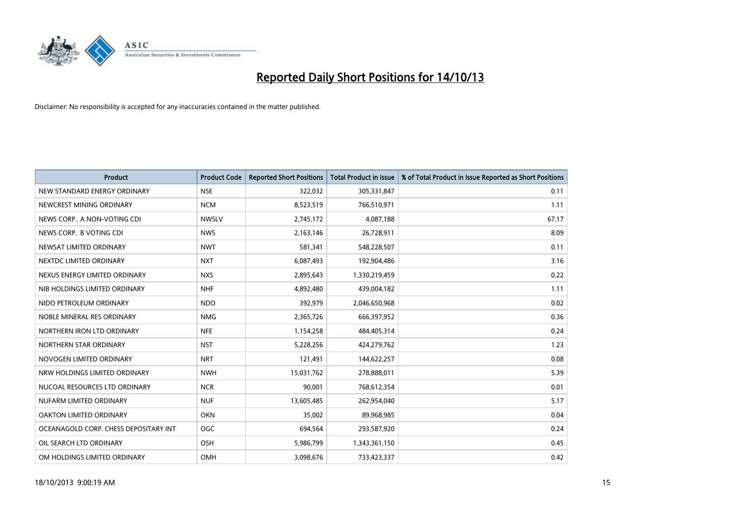# Reported Daily Short Positions for 14/10/13

Disclaimer: No responsibility is accepted for any inaccuracies contained in the matter published.

| Product | Product Code | Reported Short Positions | Total Product in Issue | % of Total Product in Issue Reported as Short Positions |
|---|---|---|---|---|
| NEW STANDARD ENERGY ORDINARY | NSE | 322,032 | 305,331,847 | 0.11 |
| NEWCREST MINING ORDINARY | NCM | 8,523,519 | 766,510,971 | 1.11 |
| NEWS CORP.. A NON-VOTING CDI | NWSLV | 2,745,172 | 4,087,188 | 67.17 |
| NEWS CORP.. B VOTING CDI | NWS | 2,163,146 | 26,728,911 | 8.09 |
| NEWSAT LIMITED ORDINARY | NWT | 581,341 | 548,228,507 | 0.11 |
| NEXTDC LIMITED ORDINARY | NXT | 6,087,493 | 192,904,486 | 3.16 |
| NEXUS ENERGY LIMITED ORDINARY | NXS | 2,895,643 | 1,330,219,459 | 0.22 |
| NIB HOLDINGS LIMITED ORDINARY | NHF | 4,892,480 | 439,004,182 | 1.11 |
| NIDO PETROLEUM ORDINARY | NDO | 392,979 | 2,046,650,968 | 0.02 |
| NOBLE MINERAL RES ORDINARY | NMG | 2,365,726 | 666,397,952 | 0.36 |
| NORTHERN IRON LTD ORDINARY | NFE | 1,154,258 | 484,405,314 | 0.24 |
| NORTHERN STAR ORDINARY | NST | 5,228,256 | 424,279,762 | 1.23 |
| NOVOGEN LIMITED ORDINARY | NRT | 121,491 | 144,622,257 | 0.08 |
| NRW HOLDINGS LIMITED ORDINARY | NWH | 15,031,762 | 278,888,011 | 5.39 |
| NUCOAL RESOURCES LTD ORDINARY | NCR | 90,001 | 768,612,354 | 0.01 |
| NUFARM LIMITED ORDINARY | NUF | 13,605,485 | 262,954,040 | 5.17 |
| OAKTON LIMITED ORDINARY | OKN | 35,002 | 89,968,985 | 0.04 |
| OCEANAGOLD CORP. CHESS DEPOSITARY INT | OGC | 694,564 | 293,587,920 | 0.24 |
| OIL SEARCH LTD ORDINARY | OSH | 5,986,799 | 1,343,361,150 | 0.45 |
| OM HOLDINGS LIMITED ORDINARY | OMH | 3,098,676 | 733,423,337 | 0.42 |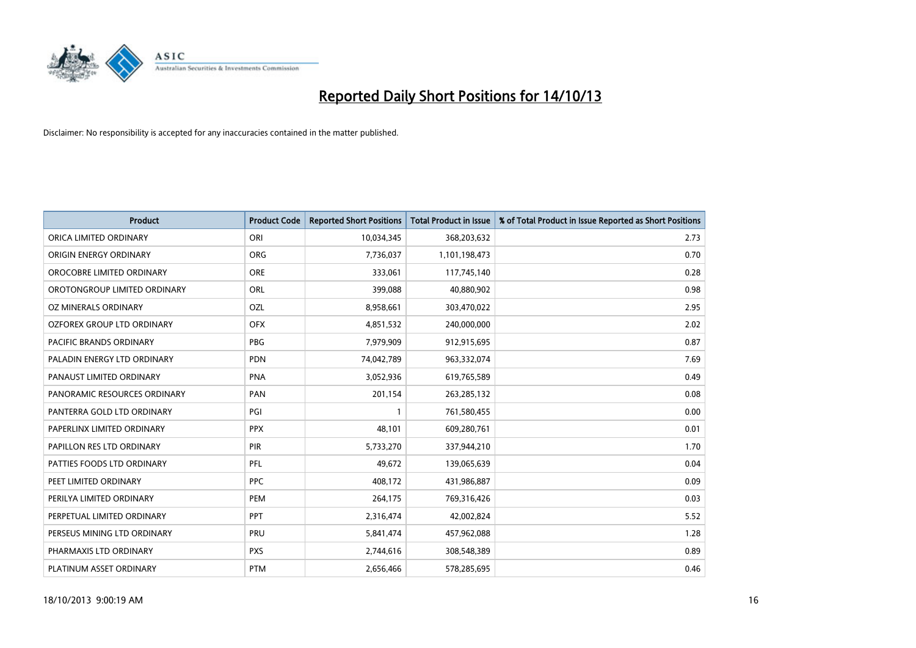# Reported Daily Short Positions for 14/10/13

Disclaimer: No responsibility is accepted for any inaccuracies contained in the matter published.

| Product | Product Code | Reported Short Positions | Total Product in Issue | % of Total Product in Issue Reported as Short Positions |
|---|---|---|---|---|
| ORICA LIMITED ORDINARY | ORI | 10,034,345 | 368,203,632 | 2.73 |
| ORIGIN ENERGY ORDINARY | ORG | 7,736,037 | 1,101,198,473 | 0.70 |
| OROCOBRE LIMITED ORDINARY | ORE | 333,061 | 117,745,140 | 0.28 |
| OROTONGROUP LIMITED ORDINARY | ORL | 399,088 | 40,880,902 | 0.98 |
| OZ MINERALS ORDINARY | OZL | 8,958,661 | 303,470,022 | 2.95 |
| OZFOREX GROUP LTD ORDINARY | OFX | 4,851,532 | 240,000,000 | 2.02 |
| PACIFIC BRANDS ORDINARY | PBG | 7,979,909 | 912,915,695 | 0.87 |
| PALADIN ENERGY LTD ORDINARY | PDN | 74,042,789 | 963,332,074 | 7.69 |
| PANAUST LIMITED ORDINARY | PNA | 3,052,936 | 619,765,589 | 0.49 |
| PANORAMIC RESOURCES ORDINARY | PAN | 201,154 | 263,285,132 | 0.08 |
| PANTERRA GOLD LTD ORDINARY | PGI | 1 | 761,580,455 | 0.00 |
| PAPERLINX LIMITED ORDINARY | PPX | 48,101 | 609,280,761 | 0.01 |
| PAPILLON RES LTD ORDINARY | PIR | 5,733,270 | 337,944,210 | 1.70 |
| PATTIES FOODS LTD ORDINARY | PFL | 49,672 | 139,065,639 | 0.04 |
| PEET LIMITED ORDINARY | PPC | 408,172 | 431,986,887 | 0.09 |
| PERILYA LIMITED ORDINARY | PEM | 264,175 | 769,316,426 | 0.03 |
| PERPETUAL LIMITED ORDINARY | PPT | 2,316,474 | 42,002,824 | 5.52 |
| PERSEUS MINING LTD ORDINARY | PRU | 5,841,474 | 457,962,088 | 1.28 |
| PHARMAXIS LTD ORDINARY | PXS | 2,744,616 | 308,548,389 | 0.89 |
| PLATINUM ASSET ORDINARY | PTM | 2,656,466 | 578,285,695 | 0.46 |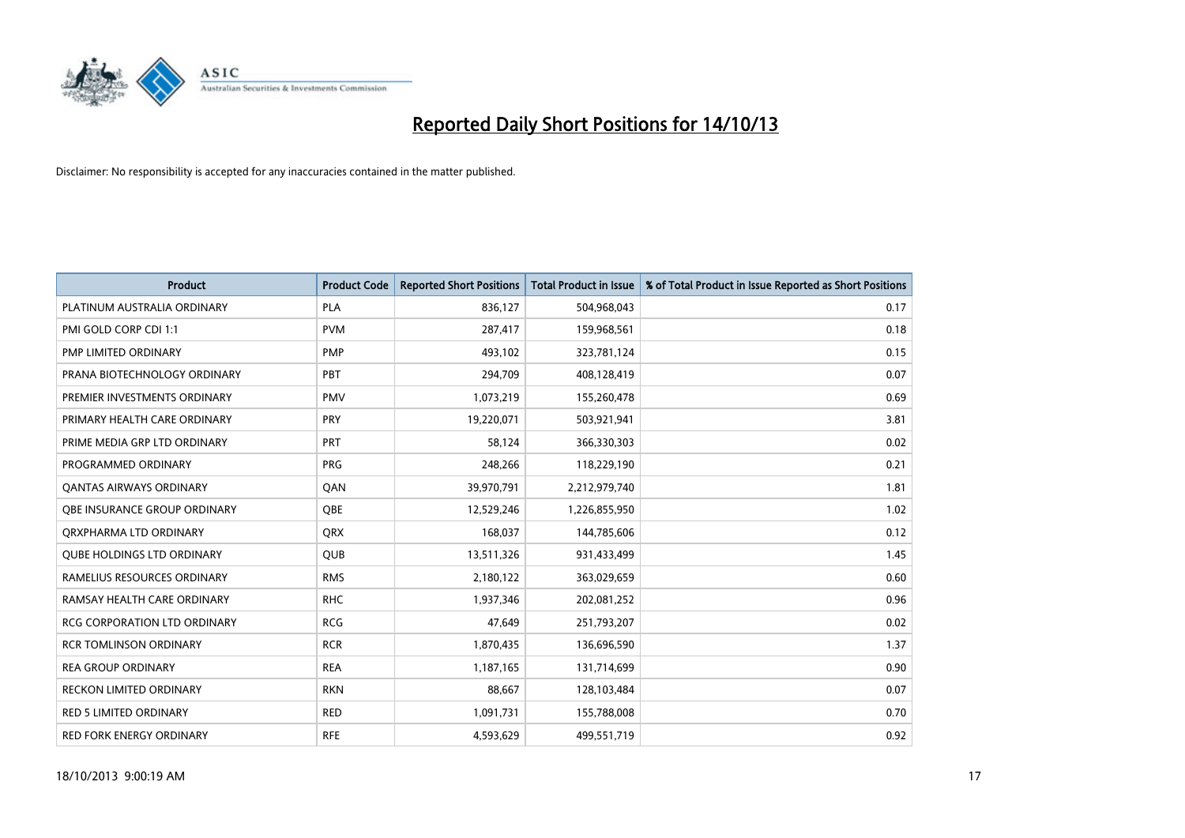# Reported Daily Short Positions for 14/10/13

Disclaimer: No responsibility is accepted for any inaccuracies contained in the matter published.

| Product | Product Code | Reported Short Positions | Total Product in Issue | % of Total Product in Issue Reported as Short Positions |
|---|---|---|---|---|
| PLATINUM AUSTRALIA ORDINARY | PLA | 836,127 | 504,968,043 | 0.17 |
| PMI GOLD CORP CDI 1:1 | PVM | 287,417 | 159,968,561 | 0.18 |
| PMP LIMITED ORDINARY | PMP | 493,102 | 323,781,124 | 0.15 |
| PRANA BIOTECHNOLOGY ORDINARY | PBT | 294,709 | 408,128,419 | 0.07 |
| PREMIER INVESTMENTS ORDINARY | PMV | 1,073,219 | 155,260,478 | 0.69 |
| PRIMARY HEALTH CARE ORDINARY | PRY | 19,220,071 | 503,921,941 | 3.81 |
| PRIME MEDIA GRP LTD ORDINARY | PRT | 58,124 | 366,330,303 | 0.02 |
| PROGRAMMED ORDINARY | PRG | 248,266 | 118,229,190 | 0.21 |
| QANTAS AIRWAYS ORDINARY | QAN | 39,970,791 | 2,212,979,740 | 1.81 |
| QBE INSURANCE GROUP ORDINARY | QBE | 12,529,246 | 1,226,855,950 | 1.02 |
| QRXPHARMA LTD ORDINARY | QRX | 168,037 | 144,785,606 | 0.12 |
| QUBE HOLDINGS LTD ORDINARY | QUB | 13,511,326 | 931,433,499 | 1.45 |
| RAMELIUS RESOURCES ORDINARY | RMS | 2,180,122 | 363,029,659 | 0.60 |
| RAMSAY HEALTH CARE ORDINARY | RHC | 1,937,346 | 202,081,252 | 0.96 |
| RCG CORPORATION LTD ORDINARY | RCG | 47,649 | 251,793,207 | 0.02 |
| RCR TOMLINSON ORDINARY | RCR | 1,870,435 | 136,696,590 | 1.37 |
| REA GROUP ORDINARY | REA | 1,187,165 | 131,714,699 | 0.90 |
| RECKON LIMITED ORDINARY | RKN | 88,667 | 128,103,484 | 0.07 |
| RED 5 LIMITED ORDINARY | RED | 1,091,731 | 155,788,008 | 0.70 |
| RED FORK ENERGY ORDINARY | RFE | 4,593,629 | 499,551,719 | 0.92 |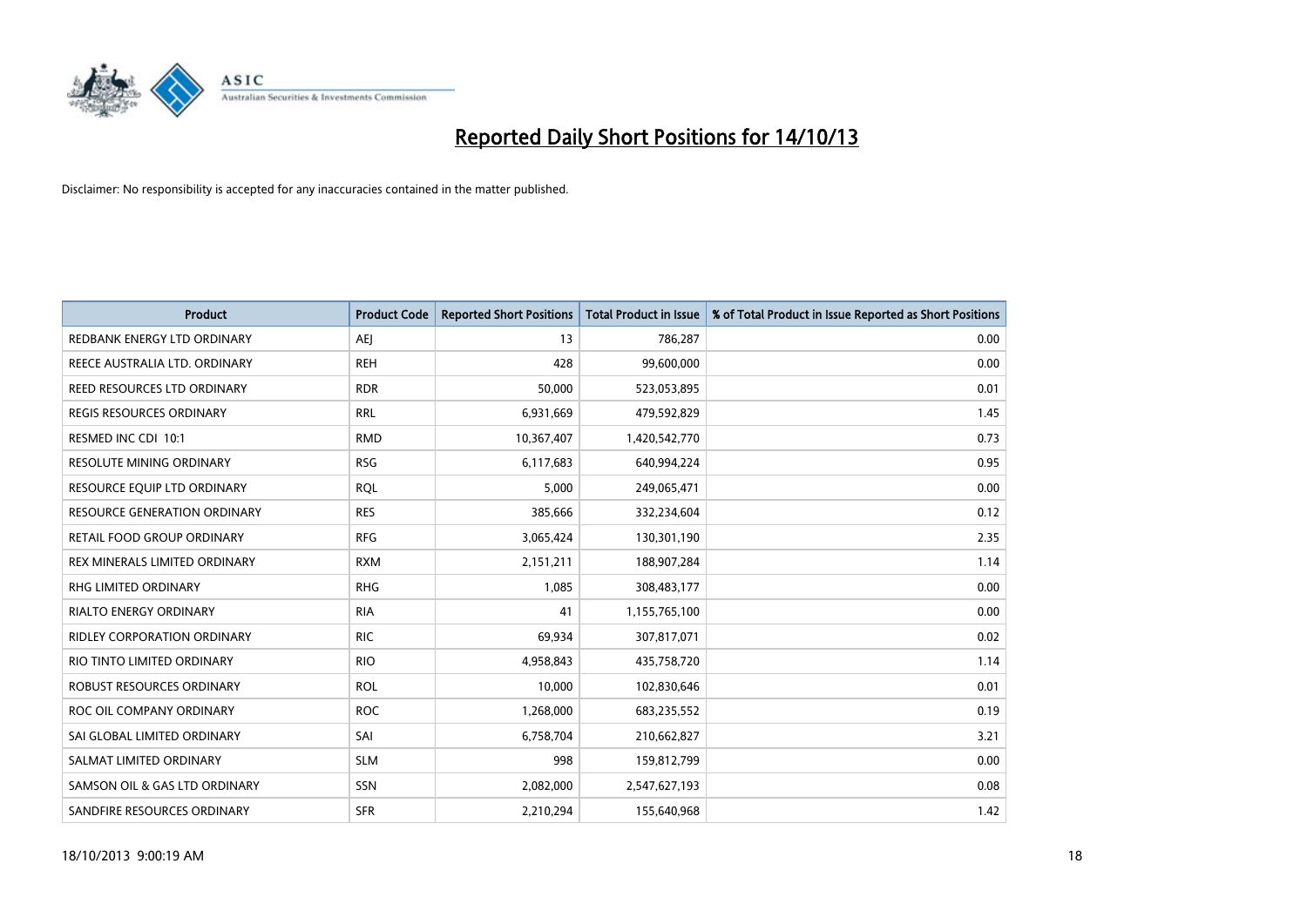# Reported Daily Short Positions for 14/10/13

Disclaimer: No responsibility is accepted for any inaccuracies contained in the matter published.

| Product | Product Code | Reported Short Positions | Total Product in Issue | % of Total Product in Issue Reported as Short Positions |
|---|---|---|---|---|
| REDBANK ENERGY LTD ORDINARY | AEJ | 13 | 786,287 | 0.00 |
| REECE AUSTRALIA LTD. ORDINARY | REH | 428 | 99,600,000 | 0.00 |
| REED RESOURCES LTD ORDINARY | RDR | 50,000 | 523,053,895 | 0.01 |
| REGIS RESOURCES ORDINARY | RRL | 6,931,669 | 479,592,829 | 1.45 |
| RESMED INC CDI 10:1 | RMD | 10,367,407 | 1,420,542,770 | 0.73 |
| RESOLUTE MINING ORDINARY | RSG | 6,117,683 | 640,994,224 | 0.95 |
| RESOURCE EQUIP LTD ORDINARY | RQL | 5,000 | 249,065,471 | 0.00 |
| RESOURCE GENERATION ORDINARY | RES | 385,666 | 332,234,604 | 0.12 |
| RETAIL FOOD GROUP ORDINARY | RFG | 3,065,424 | 130,301,190 | 2.35 |
| REX MINERALS LIMITED ORDINARY | RXM | 2,151,211 | 188,907,284 | 1.14 |
| RHG LIMITED ORDINARY | RHG | 1,085 | 308,483,177 | 0.00 |
| RIALTO ENERGY ORDINARY | RIA | 41 | 1,155,765,100 | 0.00 |
| RIDLEY CORPORATION ORDINARY | RIC | 69,934 | 307,817,071 | 0.02 |
| RIO TINTO LIMITED ORDINARY | RIO | 4,958,843 | 435,758,720 | 1.14 |
| ROBUST RESOURCES ORDINARY | ROL | 10,000 | 102,830,646 | 0.01 |
| ROC OIL COMPANY ORDINARY | ROC | 1,268,000 | 683,235,552 | 0.19 |
| SAI GLOBAL LIMITED ORDINARY | SAI | 6,758,704 | 210,662,827 | 3.21 |
| SALMAT LIMITED ORDINARY | SLM | 998 | 159,812,799 | 0.00 |
| SAMSON OIL & GAS LTD ORDINARY | SSN | 2,082,000 | 2,547,627,193 | 0.08 |
| SANDFIRE RESOURCES ORDINARY | SFR | 2,210,294 | 155,640,968 | 1.42 |

18/10/2013 9:00:19 AM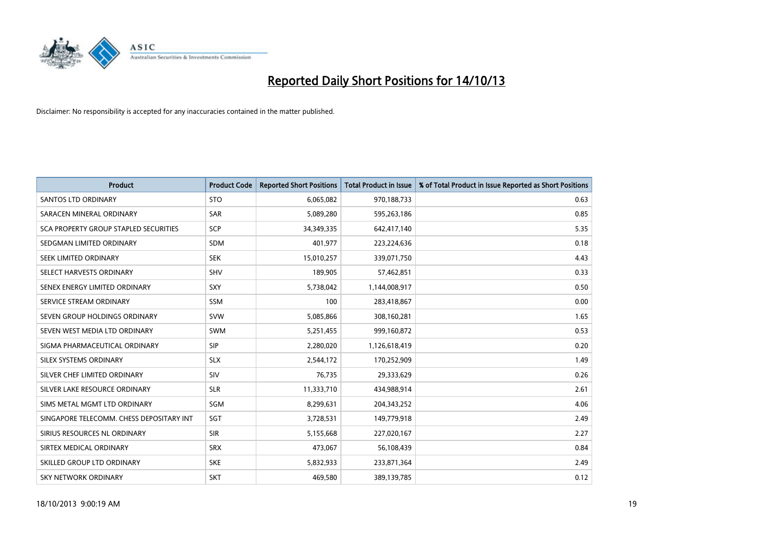# Reported Daily Short Positions for 14/10/13

Disclaimer: No responsibility is accepted for any inaccuracies contained in the matter published.

| Product | Product Code | Reported Short Positions | Total Product in Issue | % of Total Product in Issue Reported as Short Positions |
|---|---|---|---|---|
| SANTOS LTD ORDINARY | STO | 6,065,082 | 970,188,733 | 0.63 |
| SARACEN MINERAL ORDINARY | SAR | 5,089,280 | 595,263,186 | 0.85 |
| SCA PROPERTY GROUP STAPLED SECURITIES | SCP | 34,349,335 | 642,417,140 | 5.35 |
| SEDGMAN LIMITED ORDINARY | SDM | 401,977 | 223,224,636 | 0.18 |
| SEEK LIMITED ORDINARY | SEK | 15,010,257 | 339,071,750 | 4.43 |
| SELECT HARVESTS ORDINARY | SHV | 189,905 | 57,462,851 | 0.33 |
| SENEX ENERGY LIMITED ORDINARY | SXY | 5,738,042 | 1,144,008,917 | 0.50 |
| SERVICE STREAM ORDINARY | SSM | 100 | 283,418,867 | 0.00 |
| SEVEN GROUP HOLDINGS ORDINARY | SVW | 5,085,866 | 308,160,281 | 1.65 |
| SEVEN WEST MEDIA LTD ORDINARY | SWM | 5,251,455 | 999,160,872 | 0.53 |
| SIGMA PHARMACEUTICAL ORDINARY | SIP | 2,280,020 | 1,126,618,419 | 0.20 |
| SILEX SYSTEMS ORDINARY | SLX | 2,544,172 | 170,252,909 | 1.49 |
| SILVER CHEF LIMITED ORDINARY | SIV | 76,735 | 29,333,629 | 0.26 |
| SILVER LAKE RESOURCE ORDINARY | SLR | 11,333,710 | 434,988,914 | 2.61 |
| SIMS METAL MGMT LTD ORDINARY | SGM | 8,299,631 | 204,343,252 | 4.06 |
| SINGAPORE TELECOMM. CHESS DEPOSITARY INT | SGT | 3,728,531 | 149,779,918 | 2.49 |
| SIRIUS RESOURCES NL ORDINARY | SIR | 5,155,668 | 227,020,167 | 2.27 |
| SIRTEX MEDICAL ORDINARY | SRX | 473,067 | 56,108,439 | 0.84 |
| SKILLED GROUP LTD ORDINARY | SKE | 5,832,933 | 233,871,364 | 2.49 |
| SKY NETWORK ORDINARY | SKT | 469,580 | 389,139,785 | 0.12 |

18/10/2013 9:00:19 AM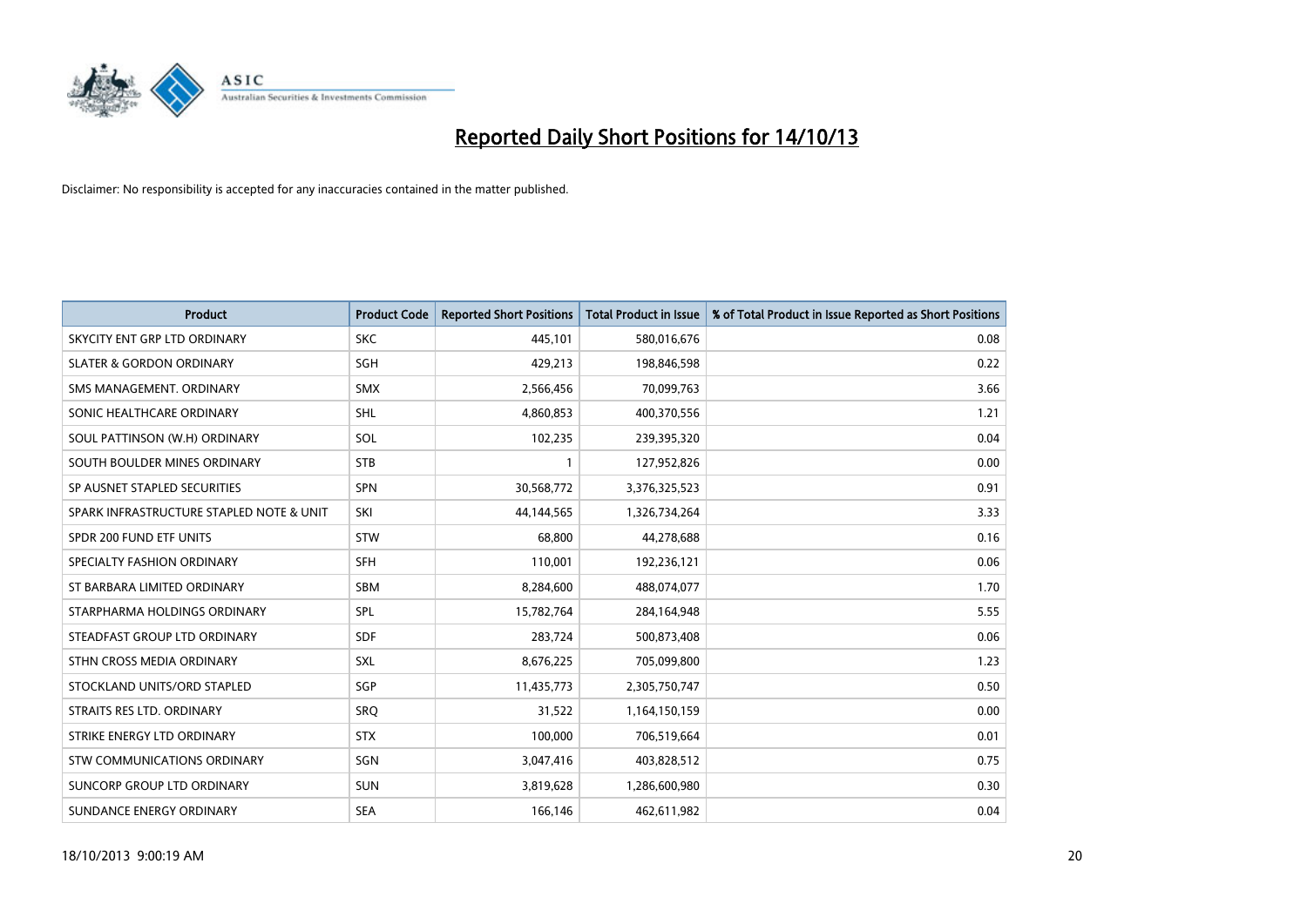# Reported Daily Short Positions for 14/10/13

Disclaimer: No responsibility is accepted for any inaccuracies contained in the matter published.

| Product | Product Code | Reported Short Positions | Total Product in Issue | % of Total Product in Issue Reported as Short Positions |
|---|---|---|---|---|
| SKYCITY ENT GRP LTD ORDINARY | SKC | 445,101 | 580,016,676 | 0.08 |
| SLATER & GORDON ORDINARY | SGH | 429,213 | 198,846,598 | 0.22 |
| SMS MANAGEMENT. ORDINARY | SMX | 2,566,456 | 70,099,763 | 3.66 |
| SONIC HEALTHCARE ORDINARY | SHL | 4,860,853 | 400,370,556 | 1.21 |
| SOUL PATTINSON (W.H) ORDINARY | SOL | 102,235 | 239,395,320 | 0.04 |
| SOUTH BOULDER MINES ORDINARY | STB | 1 | 127,952,826 | 0.00 |
| SP AUSNET STAPLED SECURITIES | SPN | 30,568,772 | 3,376,325,523 | 0.91 |
| SPARK INFRASTRUCTURE STAPLED NOTE & UNIT | SKI | 44,144,565 | 1,326,734,264 | 3.33 |
| SPDR 200 FUND ETF UNITS | STW | 68,800 | 44,278,688 | 0.16 |
| SPECIALTY FASHION ORDINARY | SFH | 110,001 | 192,236,121 | 0.06 |
| ST BARBARA LIMITED ORDINARY | SBM | 8,284,600 | 488,074,077 | 1.70 |
| STARPHARMA HOLDINGS ORDINARY | SPL | 15,782,764 | 284,164,948 | 5.55 |
| STEADFAST GROUP LTD ORDINARY | SDF | 283,724 | 500,873,408 | 0.06 |
| STHN CROSS MEDIA ORDINARY | SXL | 8,676,225 | 705,099,800 | 1.23 |
| STOCKLAND UNITS/ORD STAPLED | SGP | 11,435,773 | 2,305,750,747 | 0.50 |
| STRAITS RES LTD. ORDINARY | SRQ | 31,522 | 1,164,150,159 | 0.00 |
| STRIKE ENERGY LTD ORDINARY | STX | 100,000 | 706,519,664 | 0.01 |
| STW COMMUNICATIONS ORDINARY | SGN | 3,047,416 | 403,828,512 | 0.75 |
| SUNCORP GROUP LTD ORDINARY | SUN | 3,819,628 | 1,286,600,980 | 0.30 |
| SUNDANCE ENERGY ORDINARY | SEA | 166,146 | 462,611,982 | 0.04 |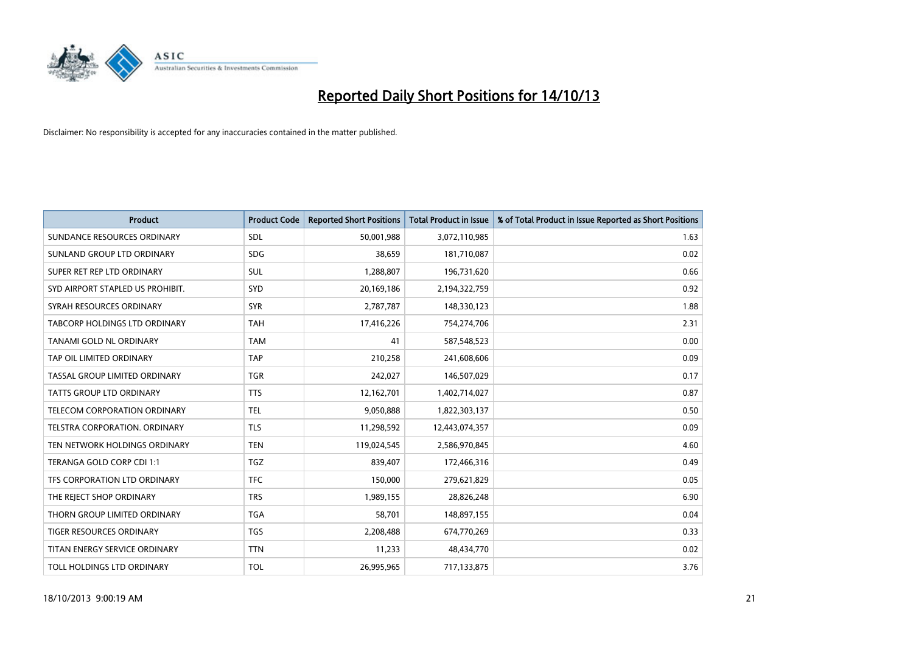# Reported Daily Short Positions for 14/10/13

Disclaimer: No responsibility is accepted for any inaccuracies contained in the matter published.

| Product | Product Code | Reported Short Positions | Total Product in Issue | % of Total Product in Issue Reported as Short Positions |
|---|---|---|---|---|
| SUNDANCE RESOURCES ORDINARY | SDL | 50,001,988 | 3,072,110,985 | 1.63 |
| SUNLAND GROUP LTD ORDINARY | SDG | 38,659 | 181,710,087 | 0.02 |
| SUPER RET REP LTD ORDINARY | SUL | 1,288,807 | 196,731,620 | 0.66 |
| SYD AIRPORT STAPLED US PROHIBIT. | SYD | 20,169,186 | 2,194,322,759 | 0.92 |
| SYRAH RESOURCES ORDINARY | SYR | 2,787,787 | 148,330,123 | 1.88 |
| TABCORP HOLDINGS LTD ORDINARY | TAH | 17,416,226 | 754,274,706 | 2.31 |
| TANAMI GOLD NL ORDINARY | TAM | 41 | 587,548,523 | 0.00 |
| TAP OIL LIMITED ORDINARY | TAP | 210,258 | 241,608,606 | 0.09 |
| TASSAL GROUP LIMITED ORDINARY | TGR | 242,027 | 146,507,029 | 0.17 |
| TATTS GROUP LTD ORDINARY | TTS | 12,162,701 | 1,402,714,027 | 0.87 |
| TELECOM CORPORATION ORDINARY | TEL | 9,050,888 | 1,822,303,137 | 0.50 |
| TELSTRA CORPORATION. ORDINARY | TLS | 11,298,592 | 12,443,074,357 | 0.09 |
| TEN NETWORK HOLDINGS ORDINARY | TEN | 119,024,545 | 2,586,970,845 | 4.60 |
| TERANGA GOLD CORP CDI 1:1 | TGZ | 839,407 | 172,466,316 | 0.49 |
| TFS CORPORATION LTD ORDINARY | TFC | 150,000 | 279,621,829 | 0.05 |
| THE REJECT SHOP ORDINARY | TRS | 1,989,155 | 28,826,248 | 6.90 |
| THORN GROUP LIMITED ORDINARY | TGA | 58,701 | 148,897,155 | 0.04 |
| TIGER RESOURCES ORDINARY | TGS | 2,208,488 | 674,770,269 | 0.33 |
| TITAN ENERGY SERVICE ORDINARY | TTN | 11,233 | 48,434,770 | 0.02 |
| TOLL HOLDINGS LTD ORDINARY | TOL | 26,995,965 | 717,133,875 | 3.76 |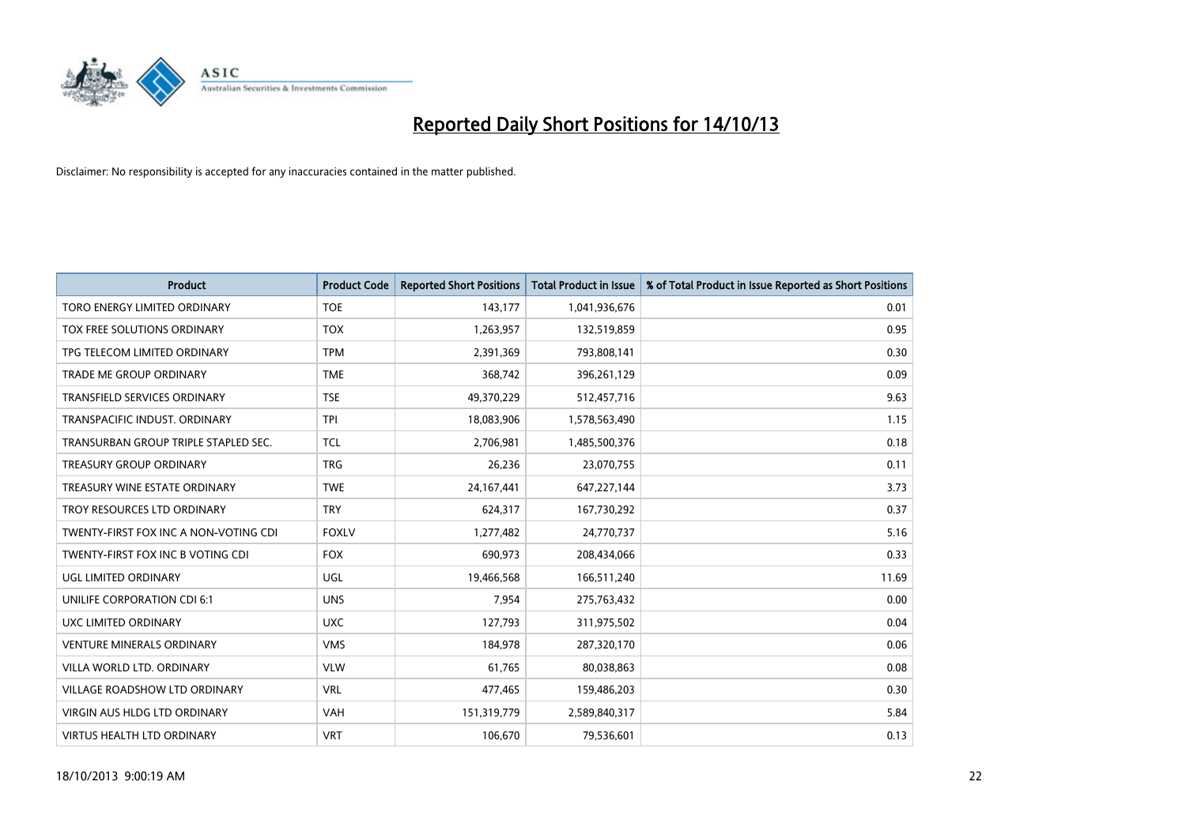# Reported Daily Short Positions for 14/10/13

Disclaimer: No responsibility is accepted for any inaccuracies contained in the matter published.

| Product | Product Code | Reported Short Positions | Total Product in Issue | % of Total Product in Issue Reported as Short Positions |
|---|---|---|---|---|
| TORO ENERGY LIMITED ORDINARY | TOE | 143,177 | 1,041,936,676 | 0.01 |
| TOX FREE SOLUTIONS ORDINARY | TOX | 1,263,957 | 132,519,859 | 0.95 |
| TPG TELECOM LIMITED ORDINARY | TPM | 2,391,369 | 793,808,141 | 0.30 |
| TRADE ME GROUP ORDINARY | TME | 368,742 | 396,261,129 | 0.09 |
| TRANSFIELD SERVICES ORDINARY | TSE | 49,370,229 | 512,457,716 | 9.63 |
| TRANSPACIFIC INDUST. ORDINARY | TPI | 18,083,906 | 1,578,563,490 | 1.15 |
| TRANSURBAN GROUP TRIPLE STAPLED SEC. | TCL | 2,706,981 | 1,485,500,376 | 0.18 |
| TREASURY GROUP ORDINARY | TRG | 26,236 | 23,070,755 | 0.11 |
| TREASURY WINE ESTATE ORDINARY | TWE | 24,167,441 | 647,227,144 | 3.73 |
| TROY RESOURCES LTD ORDINARY | TRY | 624,317 | 167,730,292 | 0.37 |
| TWENTY-FIRST FOX INC A NON-VOTING CDI | FOXLV | 1,277,482 | 24,770,737 | 5.16 |
| TWENTY-FIRST FOX INC B VOTING CDI | FOX | 690,973 | 208,434,066 | 0.33 |
| UGL LIMITED ORDINARY | UGL | 19,466,568 | 166,511,240 | 11.69 |
| UNILIFE CORPORATION CDI 6:1 | UNS | 7,954 | 275,763,432 | 0.00 |
| UXC LIMITED ORDINARY | UXC | 127,793 | 311,975,502 | 0.04 |
| VENTURE MINERALS ORDINARY | VMS | 184,978 | 287,320,170 | 0.06 |
| VILLA WORLD LTD. ORDINARY | VLW | 61,765 | 80,038,863 | 0.08 |
| VILLAGE ROADSHOW LTD ORDINARY | VRL | 477,465 | 159,486,203 | 0.30 |
| VIRGIN AUS HLDG LTD ORDINARY | VAH | 151,319,779 | 2,589,840,317 | 5.84 |
| VIRTUS HEALTH LTD ORDINARY | VRT | 106,670 | 79,536,601 | 0.13 |

18/10/2013 9:00:19 AM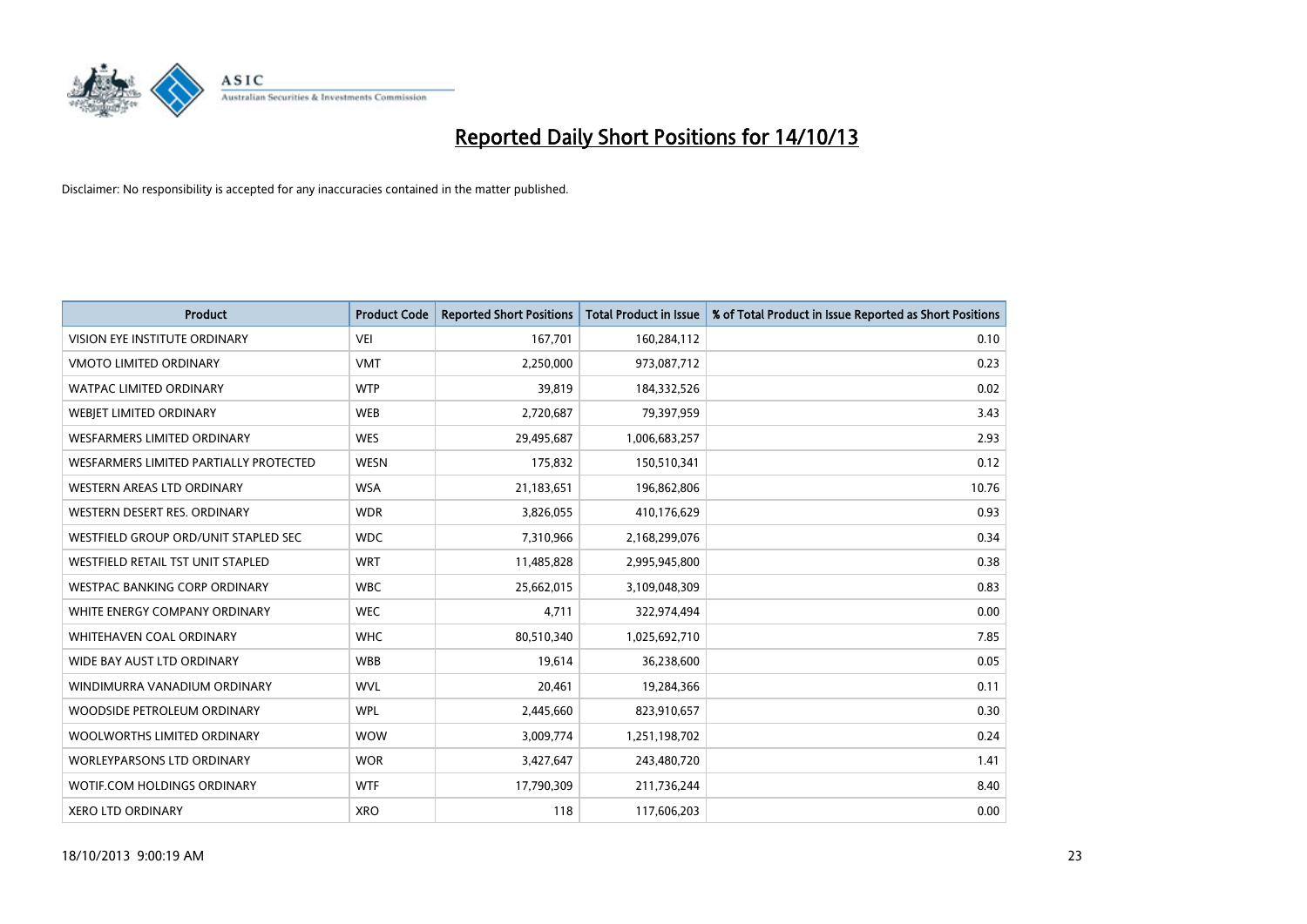# Reported Daily Short Positions for 14/10/13

Disclaimer: No responsibility is accepted for any inaccuracies contained in the matter published.

| Product | Product Code | Reported Short Positions | Total Product in Issue | % of Total Product in Issue Reported as Short Positions |
|---|---|---|---|---|
| VISION EYE INSTITUTE ORDINARY | VEI | 167,701 | 160,284,112 | 0.10 |
| VMOTO LIMITED ORDINARY | VMT | 2,250,000 | 973,087,712 | 0.23 |
| WATPAC LIMITED ORDINARY | WTP | 39,819 | 184,332,526 | 0.02 |
| WEBJET LIMITED ORDINARY | WEB | 2,720,687 | 79,397,959 | 3.43 |
| WESFARMERS LIMITED ORDINARY | WES | 29,495,687 | 1,006,683,257 | 2.93 |
| WESFARMERS LIMITED PARTIALLY PROTECTED | WESN | 175,832 | 150,510,341 | 0.12 |
| WESTERN AREAS LTD ORDINARY | WSA | 21,183,651 | 196,862,806 | 10.76 |
| WESTERN DESERT RES. ORDINARY | WDR | 3,826,055 | 410,176,629 | 0.93 |
| WESTFIELD GROUP ORD/UNIT STAPLED SEC | WDC | 7,310,966 | 2,168,299,076 | 0.34 |
| WESTFIELD RETAIL TST UNIT STAPLED | WRT | 11,485,828 | 2,995,945,800 | 0.38 |
| WESTPAC BANKING CORP ORDINARY | WBC | 25,662,015 | 3,109,048,309 | 0.83 |
| WHITE ENERGY COMPANY ORDINARY | WEC | 4,711 | 322,974,494 | 0.00 |
| WHITEHAVEN COAL ORDINARY | WHC | 80,510,340 | 1,025,692,710 | 7.85 |
| WIDE BAY AUST LTD ORDINARY | WBB | 19,614 | 36,238,600 | 0.05 |
| WINDIMURRA VANADIUM ORDINARY | WVL | 20,461 | 19,284,366 | 0.11 |
| WOODSIDE PETROLEUM ORDINARY | WPL | 2,445,660 | 823,910,657 | 0.30 |
| WOOLWORTHS LIMITED ORDINARY | WOW | 3,009,774 | 1,251,198,702 | 0.24 |
| WORLEYPARSONS LTD ORDINARY | WOR | 3,427,647 | 243,480,720 | 1.41 |
| WOTIF.COM HOLDINGS ORDINARY | WTF | 17,790,309 | 211,736,244 | 8.40 |
| XERO LTD ORDINARY | XRO | 118 | 117,606,203 | 0.00 |

18/10/2013 9:00:19 AM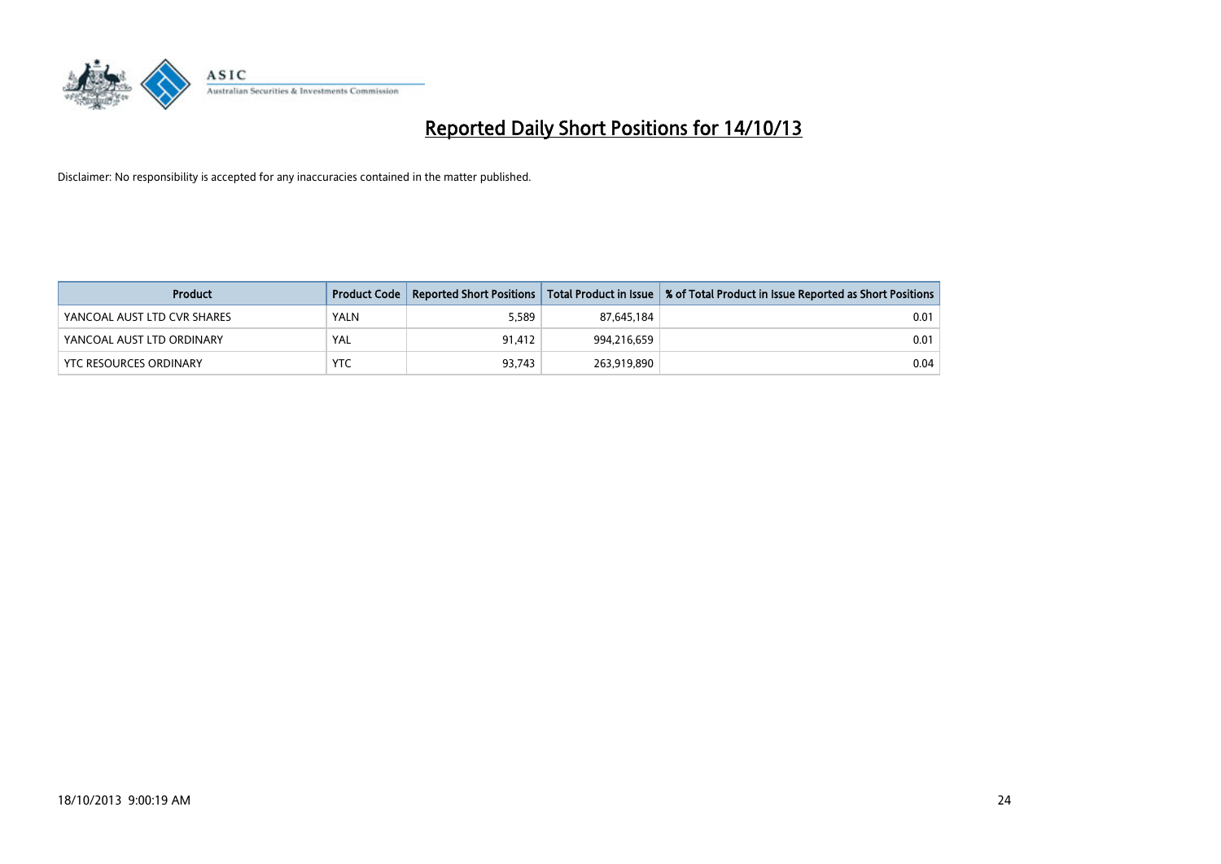# Reported Daily Short Positions for 14/10/13

Disclaimer: No responsibility is accepted for any inaccuracies contained in the matter published.

| Product | Product Code | Reported Short Positions | Total Product in Issue | % of Total Product in Issue Reported as Short Positions |
|---|---|---|---|---|
| YANCOAL AUST LTD CVR SHARES | YALN | 5,589 | 87,645,184 | 0.01 |
| YANCOAL AUST LTD ORDINARY | YAL | 91,412 | 994,216,659 | 0.01 |
| YTC RESOURCES ORDINARY | YTC | 93,743 | 263,919,890 | 0.04 |

18/10/2013 9:00:19 AM